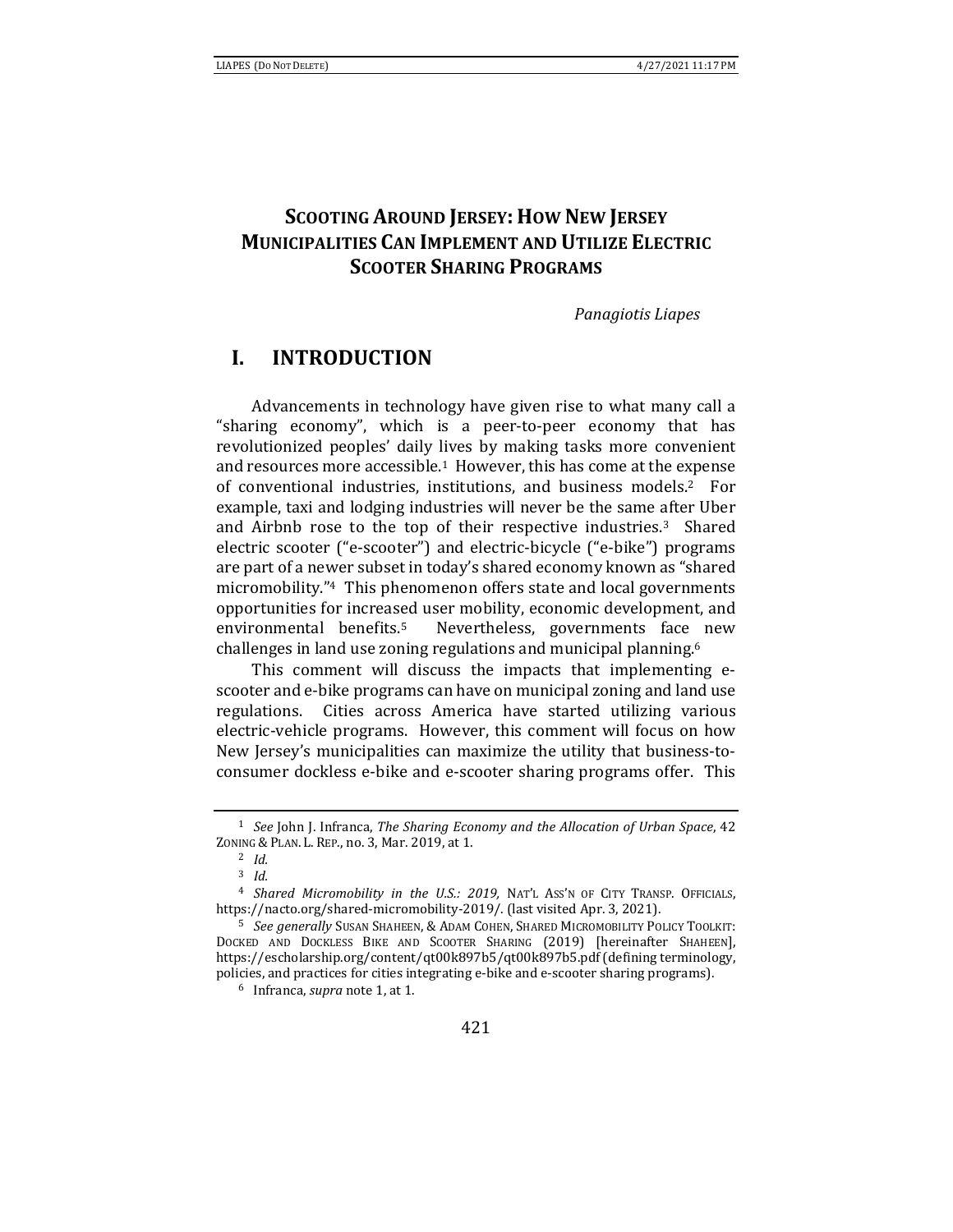# SCOOTING AROUND JERSEY: HOW NEW JERSEY MUNICIPALITIES CAN IMPLEMENT AND UTILIZE ELECTRIC SCOOTER SHARING PROGRAMS

*Panagiotis Liapes*

## I. INTRODUCTION

Advancements in technology have given rise to what many call a "sharing economy", which is a peer-to-peer economy that has revolutionized peoples' daily lives by making tasks more convenient and resources more accessible.[1] However, this has come at the expense of conventional industries, institutions, and business models.[2] For example, taxi and lodging industries will never be the same after Uber and Airbnb rose to the top of their respective industries.[3] Shared electric scooter ("e-scooter") and electric-bicycle ("e-bike") programs are part of a newer subset in today's shared economy known as "shared micromobility."[4] This phenomenon offers state and local governments opportunities for increased user mobility, economic development, and environmental benefits.[5] Nevertheless, governments face new challenges in land use zoning regulations and municipal planning.[6]

This comment will discuss the impacts that implementing e-scooter and e-bike programs can have on municipal zoning and land use regulations. Cities across America have started utilizing various electric-vehicle programs. However, this comment will focus on how New Jersey's municipalities can maximize the utility that business-to-consumer dockless e-bike and e-scooter sharing programs offer. This

---

[1] *See* John J. Infranca, *The Sharing Economy and the Allocation of Urban Space*, 42 ZONING & PLAN. L. REP., no. 3, Mar. 2019, at 1.

[2] *Id.*

[3] *Id.*

[4] *Shared Micromobility in the U.S.: 2019*, NAT'L ASS'N OF CITY TRANSP. OFFICIALS, https://nacto.org/shared-micromobility-2019/. (last visited Apr. 3, 2021).

[5] *See generally* SUSAN SHAHEEN, & ADAM COHEN, SHARED MICROMOBILITY POLICY TOOLKIT: DOCKED AND DOCKLESS BIKE AND SCOOTER SHARING (2019) [hereinafter SHAHEEN], https://escholarship.org/content/qt00k897b5/qt00k897b5.pdf (defining terminology, policies, and practices for cities integrating e-bike and e-scooter sharing programs).

[6] Infranca, *supra* note 1, at 1.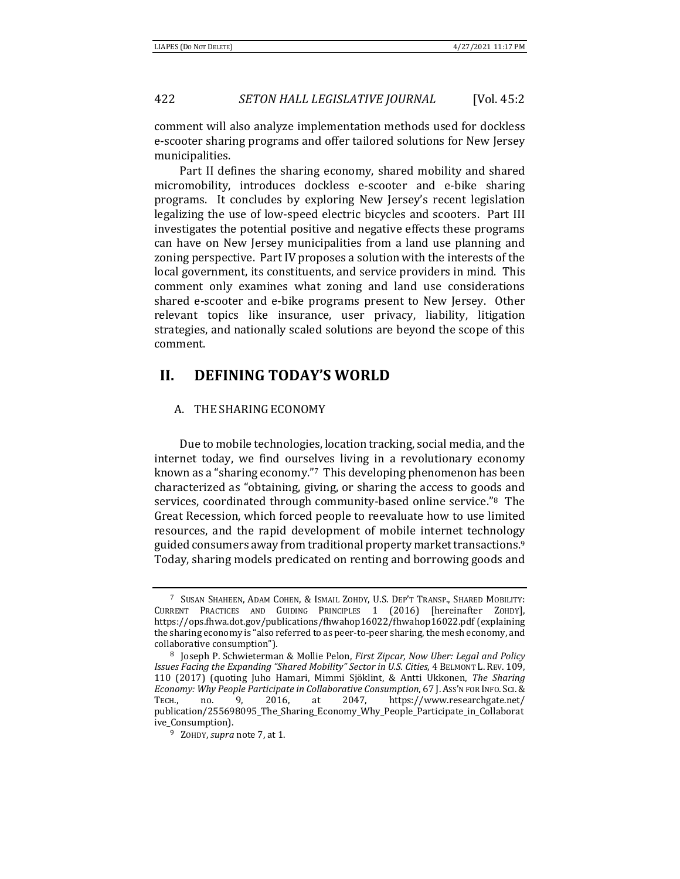comment will also analyze implementation methods used for dockless e-scooter sharing programs and offer tailored solutions for New Jersey municipalities.

Part II defines the sharing economy, shared mobility and shared micromobility, introduces dockless e-scooter and e-bike sharing programs. It concludes by exploring New Jersey's recent legislation legalizing the use of low-speed electric bicycles and scooters. Part III investigates the potential positive and negative effects these programs can have on New Jersey municipalities from a land use planning and zoning perspective. Part IV proposes a solution with the interests of the local government, its constituents, and service providers in mind. This comment only examines what zoning and land use considerations shared e-scooter and e-bike programs present to New Jersey. Other relevant topics like insurance, user privacy, liability, litigation strategies, and nationally scaled solutions are beyond the scope of this comment.

## II. DEFINING TODAY'S WORLD

### A. THE SHARING ECONOMY

Due to mobile technologies, location tracking, social media, and the internet today, we find ourselves living in a revolutionary economy known as a "sharing economy."[7] This developing phenomenon has been characterized as "obtaining, giving, or sharing the access to goods and services, coordinated through community-based online service."[8] The Great Recession, which forced people to reevaluate how to use limited resources, and the rapid development of mobile internet technology guided consumers away from traditional property market transactions.[9] Today, sharing models predicated on renting and borrowing goods and

---

[7] SUSAN SHAHEEN, ADAM COHEN, & ISMAIL ZOHDY, U.S. DEP'T TRANSP., SHARED MOBILITY: CURRENT PRACTICES AND GUIDING PRINCIPLES 1 (2016) [hereinafter ZOHDY], https://ops.fhwa.dot.gov/publications/fhwahop16022/fhwahop16022.pdf (explaining the sharing economy is "also referred to as peer-to-peer sharing, the mesh economy, and collaborative consumption").

[8] Joseph P. Schwieterman & Mollie Pelon, *First Zipcar, Now Uber: Legal and Policy Issues Facing the Expanding "Shared Mobility" Sector in U.S. Cities*, 4 BELMONT L. REV. 109, 110 (2017) (quoting Juho Hamari, Mimmi Sjöklint, & Antti Ukkonen, *The Sharing Economy: Why People Participate in Collaborative Consumption*, 67 J. ASS'N FOR INFO. SCI. & TECH., no. 9, 2016, at 2047, https://www.researchgate.net/publication/255698095_The_Sharing_Economy_Why_People_Participate_in_Collaborative_Consumption).

[9] ZOHDY, *supra* note 7, at 1.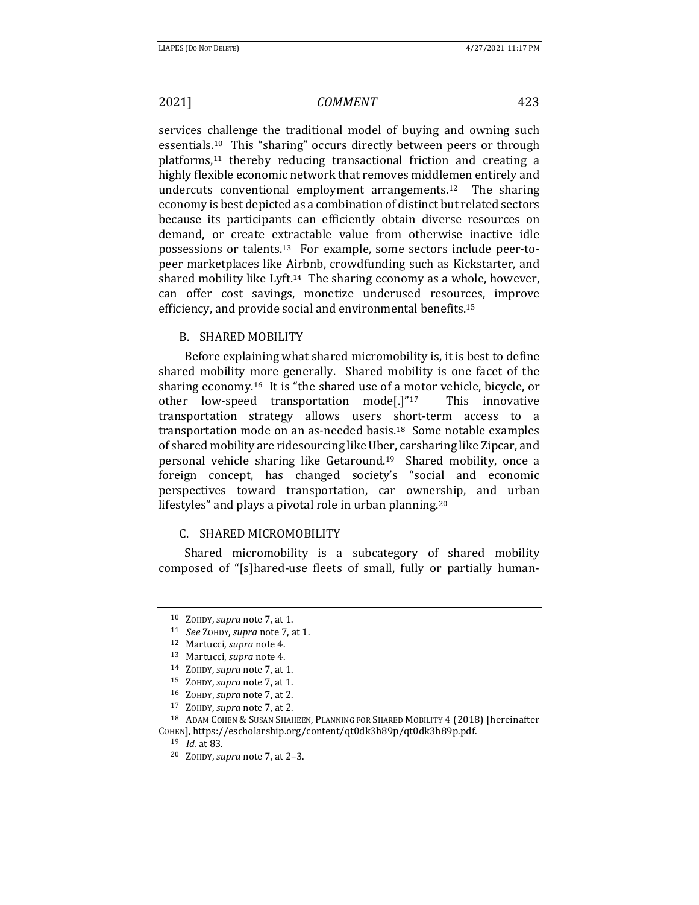services challenge the traditional model of buying and owning such essentials.[10] This "sharing" occurs directly between peers or through platforms,[11] thereby reducing transactional friction and creating a highly flexible economic network that removes middlemen entirely and undercuts conventional employment arrangements.[12] The sharing economy is best depicted as a combination of distinct but related sectors because its participants can efficiently obtain diverse resources on demand, or create extractable value from otherwise inactive idle possessions or talents.[13] For example, some sectors include peer-to-peer marketplaces like Airbnb, crowdfunding such as Kickstarter, and shared mobility like Lyft.[14] The sharing economy as a whole, however, can offer cost savings, monetize underused resources, improve efficiency, and provide social and environmental benefits.[15]

### B. SHARED MOBILITY

Before explaining what shared micromobility is, it is best to define shared mobility more generally. Shared mobility is one facet of the sharing economy.[16] It is "the shared use of a motor vehicle, bicycle, or other low-speed transportation mode[.]"[17] This innovative transportation strategy allows users short-term access to a transportation mode on an as-needed basis.[18] Some notable examples of shared mobility are ridesourcing like Uber, carsharing like Zipcar, and personal vehicle sharing like Getaround.[19] Shared mobility, once a foreign concept, has changed society's "social and economic perspectives toward transportation, car ownership, and urban lifestyles" and plays a pivotal role in urban planning.[20]

### C. SHARED MICROMOBILITY

Shared micromobility is a subcategory of shared mobility composed of "[s]hared-use fleets of small, fully or partially human-

---

[10] ZOHDY, *supra* note 7, at 1.

[11] *See* ZOHDY, *supra* note 7, at 1.

[12] Martucci, *supra* note 4.

[13] Martucci, *supra* note 4.

[14] ZOHDY, *supra* note 7, at 1.

[15] ZOHDY, *supra* note 7, at 1.

[16] ZOHDY, *supra* note 7, at 2.

[17] ZOHDY, *supra* note 7, at 2.

[18] ADAM COHEN & SUSAN SHAHEEN, PLANNING FOR SHARED MOBILITY 4 (2018) [hereinafter COHEN], https://escholarship.org/content/qt0dk3h89p/qt0dk3h89p.pdf.

[19] *Id.* at 83.

[20] ZOHDY, *supra* note 7, at 2–3.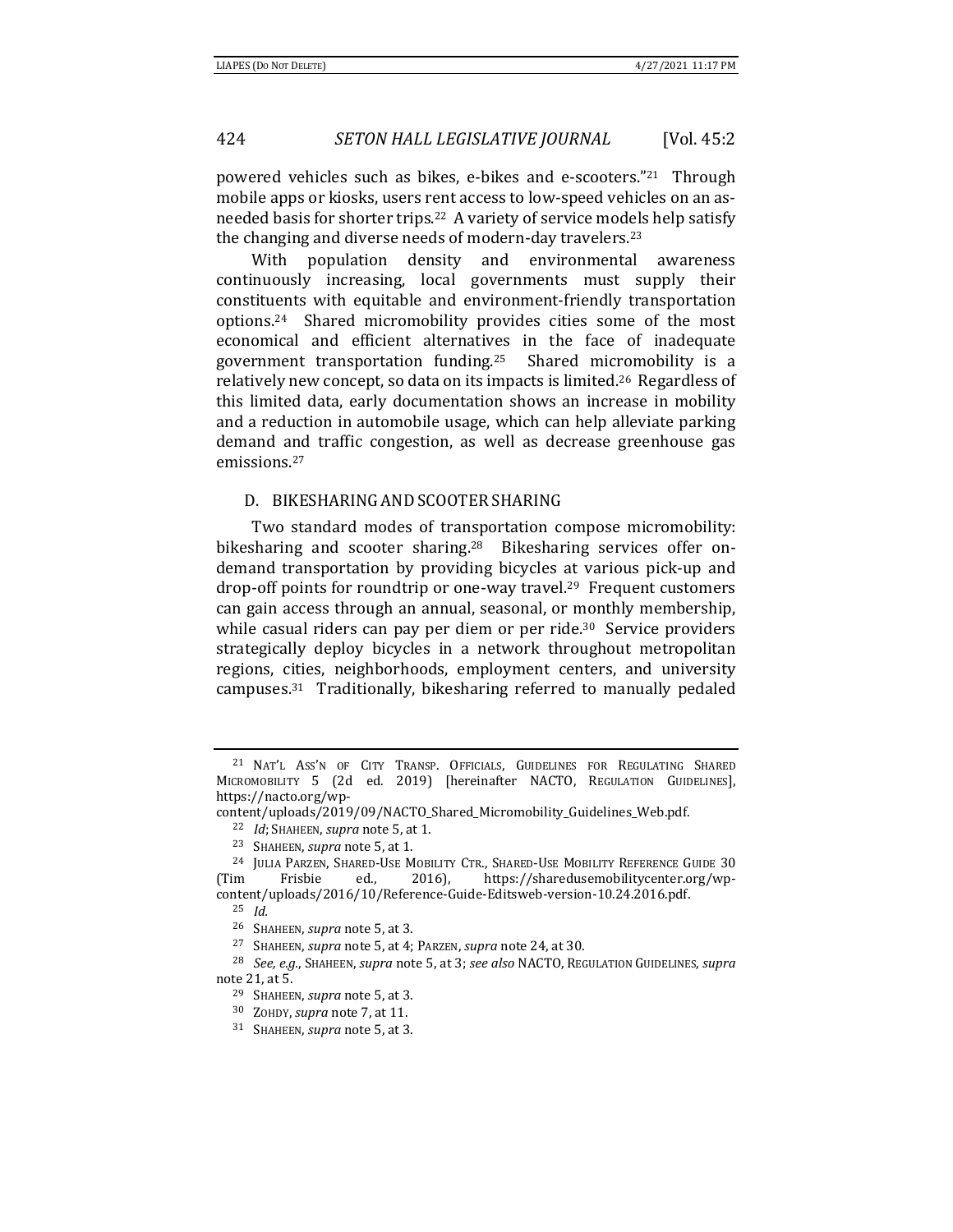powered vehicles such as bikes, e-bikes and e-scooters."[21] Through mobile apps or kiosks, users rent access to low-speed vehicles on an as-needed basis for shorter trips.[22] A variety of service models help satisfy the changing and diverse needs of modern-day travelers.[23]

With population density and environmental awareness continuously increasing, local governments must supply their constituents with equitable and environment-friendly transportation options.[24] Shared micromobility provides cities some of the most economical and efficient alternatives in the face of inadequate government transportation funding.[25] Shared micromobility is a relatively new concept, so data on its impacts is limited.[26] Regardless of this limited data, early documentation shows an increase in mobility and a reduction in automobile usage, which can help alleviate parking demand and traffic congestion, as well as decrease greenhouse gas emissions.[27]

### D. BIKESHARING AND SCOOTER SHARING

Two standard modes of transportation compose micromobility: bikesharing and scooter sharing.[28] Bikesharing services offer on-demand transportation by providing bicycles at various pick-up and drop-off points for roundtrip or one-way travel.[29] Frequent customers can gain access through an annual, seasonal, or monthly membership, while casual riders can pay per diem or per ride.[30] Service providers strategically deploy bicycles in a network throughout metropolitan regions, cities, neighborhoods, employment centers, and university campuses.[31] Traditionally, bikesharing referred to manually pedaled

---

[21] NAT'L ASS'N OF CITY TRANSP. OFFICIALS, GUIDELINES FOR REGULATING SHARED MICROMOBILITY 5 (2d ed. 2019) [hereinafter NACTO, REGULATION GUIDELINES], https://nacto.org/wp-content/uploads/2019/09/NACTO_Shared_Micromobility_Guidelines_Web.pdf.

[22] *Id*; SHAHEEN, *supra* note 5, at 1.

[23] SHAHEEN, *supra* note 5, at 1.

[24] JULIA PARZEN, SHARED-USE MOBILITY CTR., SHARED-USE MOBILITY REFERENCE GUIDE 30 (Tim Frisbie ed., 2016), https://sharedusemobilitycenter.org/wp-content/uploads/2016/10/Reference-Guide-Editsweb-version-10.24.2016.pdf.

[25] *Id.*

[26] SHAHEEN, *supra* note 5, at 3.

[27] SHAHEEN, *supra* note 5, at 4; PARZEN, *supra* note 24, at 30.

[28] *See, e.g.*, SHAHEEN, *supra* note 5, at 3; *see also* NACTO, REGULATION GUIDELINES, *supra* note 21, at 5.

[29] SHAHEEN, *supra* note 5, at 3.

[30] ZOHDY, *supra* note 7, at 11.

[31] SHAHEEN, *supra* note 5, at 3.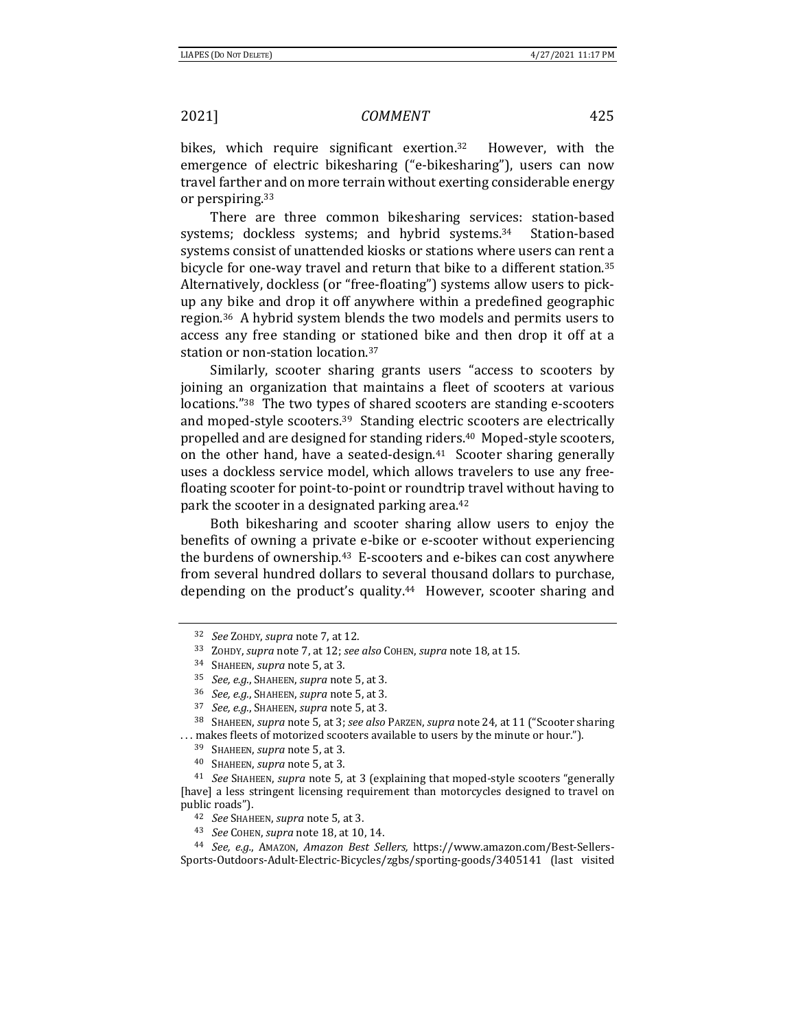bikes, which require significant exertion.[32] However, with the emergence of electric bikesharing ("e-bikesharing"), users can now travel farther and on more terrain without exerting considerable energy or perspiring.[33]

There are three common bikesharing services: station-based systems; dockless systems; and hybrid systems.[34] Station-based systems consist of unattended kiosks or stations where users can rent a bicycle for one-way travel and return that bike to a different station.[35] Alternatively, dockless (or "free-floating") systems allow users to pick-up any bike and drop it off anywhere within a predefined geographic region.[36] A hybrid system blends the two models and permits users to access any free standing or stationed bike and then drop it off at a station or non-station location.[37]

Similarly, scooter sharing grants users "access to scooters by joining an organization that maintains a fleet of scooters at various locations."[38] The two types of shared scooters are standing e-scooters and moped-style scooters.[39] Standing electric scooters are electrically propelled and are designed for standing riders.[40] Moped-style scooters, on the other hand, have a seated-design.[41] Scooter sharing generally uses a dockless service model, which allows travelers to use any free-floating scooter for point-to-point or roundtrip travel without having to park the scooter in a designated parking area.[42]

Both bikesharing and scooter sharing allow users to enjoy the benefits of owning a private e-bike or e-scooter without experiencing the burdens of ownership.[43] E-scooters and e-bikes can cost anywhere from several hundred dollars to several thousand dollars to purchase, depending on the product's quality.[44] However, scooter sharing and

---

[32] *See* ZOHDY, *supra* note 7, at 12.

[33] ZOHDY, *supra* note 7, at 12; *see also* COHEN, *supra* note 18, at 15.

[34] SHAHEEN, *supra* note 5, at 3.

[35] *See, e.g.*, SHAHEEN, *supra* note 5, at 3.

[36] *See, e.g.*, SHAHEEN, *supra* note 5, at 3.

[37] *See, e.g.*, SHAHEEN, *supra* note 5, at 3.

[38] SHAHEEN, *supra* note 5, at 3; *see also* PARZEN, *supra* note 24, at 11 ("Scooter sharing . . . makes fleets of motorized scooters available to users by the minute or hour.").

[39] SHAHEEN, *supra* note 5, at 3.

[40] SHAHEEN, *supra* note 5, at 3.

[41] *See* SHAHEEN, *supra* note 5, at 3 (explaining that moped-style scooters "generally [have] a less stringent licensing requirement than motorcycles designed to travel on public roads").

[42] *See* SHAHEEN, *supra* note 5, at 3.

[43] *See* COHEN, *supra* note 18, at 10, 14.

[44] *See, e.g.*, AMAZON, *Amazon Best Sellers,* https://www.amazon.com/Best-Sellers-Sports-Outdoors-Adult-Electric-Bicycles/zgbs/sporting-goods/3405141 (last visited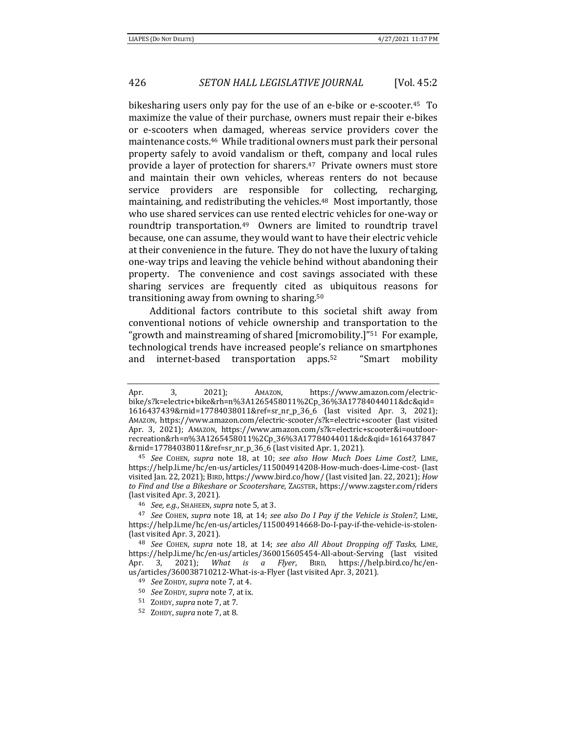bikesharing users only pay for the use of an e-bike or e-scooter.[45] To maximize the value of their purchase, owners must repair their e-bikes or e-scooters when damaged, whereas service providers cover the maintenance costs.[46] While traditional owners must park their personal property safely to avoid vandalism or theft, company and local rules provide a layer of protection for sharers.[47] Private owners must store and maintain their own vehicles, whereas renters do not because service providers are responsible for collecting, recharging, maintaining, and redistributing the vehicles.[48] Most importantly, those who use shared services can use rented electric vehicles for one-way or roundtrip transportation.[49] Owners are limited to roundtrip travel because, one can assume, they would want to have their electric vehicle at their convenience in the future. They do not have the luxury of taking one-way trips and leaving the vehicle behind without abandoning their property. The convenience and cost savings associated with these sharing services are frequently cited as ubiquitous reasons for transitioning away from owning to sharing.[50]

Additional factors contribute to this societal shift away from conventional notions of vehicle ownership and transportation to the "growth and mainstreaming of shared [micromobility.]"[51] For example, technological trends have increased people's reliance on smartphones and internet-based transportation apps.[52] "Smart mobility

---

Apr. 3, 2021); AMAZON, https://www.amazon.com/electric-bike/s?k=electric+bike&rh=n%3A1265458011%2Cp_36%3A17784044011&dc&qid=1616437439&rnid=17784038011&ref=sr_nr_p_36_6 (last visited Apr. 3, 2021); AMAZON, https://www.amazon.com/electric-scooter/s?k=electric+scooter (last visited Apr. 3, 2021); AMAZON, https://www.amazon.com/s?k=electric+scooter&i=outdoor-recreation&rh=n%3A1265458011%2Cp_36%3A17784044011&dc&qid=1616437847&rnid=17784038011&ref=sr_nr_p_36_6 (last visited Apr. 1, 2021).

[45] *See* COHEN, *supra* note 18, at 10; *see also How Much Does Lime Cost?,* LIME, https://help.li.me/hc/en-us/articles/115004914208-How-much-does-Lime-cost- (last visited Jan. 22, 2021); BIRD, https://www.bird.co/how/ (last visited Jan. 22, 2021); *How to Find and Use a Bikeshare or Scootershare,* ZAGSTER, https://www.zagster.com/riders (last visited Apr. 3, 2021).

[46] *See, e.g.*, SHAHEEN, *supra* note 5, at 3.

[47] *See* COHEN, *supra* note 18, at 14; *see also Do I Pay if the Vehicle is Stolen?,* LIME, https://help.li.me/hc/en-us/articles/115004914668-Do-I-pay-if-the-vehicle-is-stolen- (last visited Apr. 3, 2021).

[48] *See* COHEN, *supra* note 18, at 14; *see also All About Dropping off Tasks,* LIME, https://help.li.me/hc/en-us/articles/360015605454-All-about-Serving (last visited Apr. 3, 2021); *What is a Flyer*, BIRD, https://help.bird.co/hc/en-us/articles/360038710212-What-is-a-Flyer (last visited Apr. 3, 2021).

[49] *See* ZOHDY, *supra* note 7, at 4.

[50] *See* ZOHDY, *supra* note 7, at ix.

[51] ZOHDY, *supra* note 7, at 7.

[52] ZOHDY, *supra* note 7, at 8.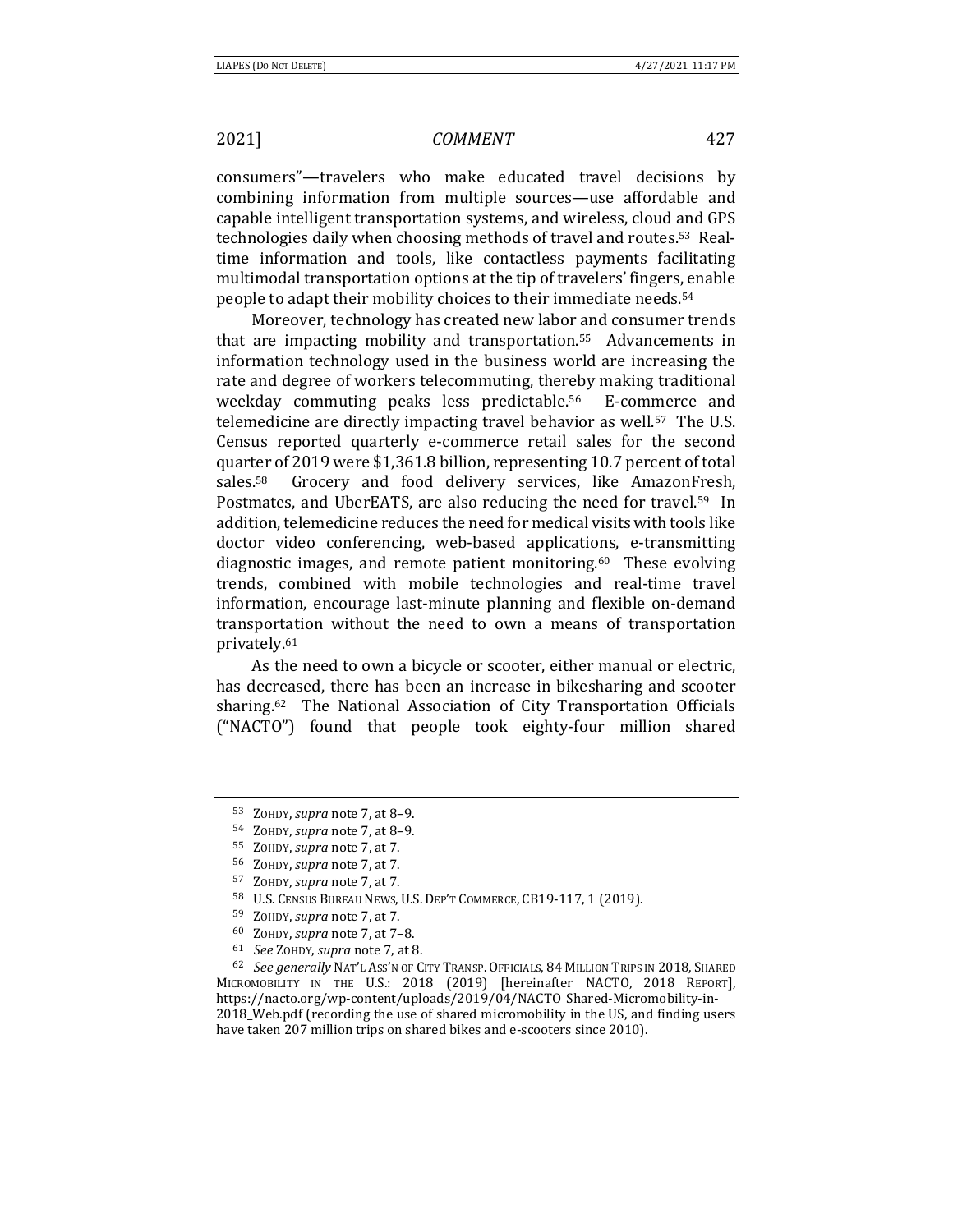consumers"—travelers who make educated travel decisions by combining information from multiple sources—use affordable and capable intelligent transportation systems, and wireless, cloud and GPS technologies daily when choosing methods of travel and routes.[53] Real-time information and tools, like contactless payments facilitating multimodal transportation options at the tip of travelers' fingers, enable people to adapt their mobility choices to their immediate needs.[54]

Moreover, technology has created new labor and consumer trends that are impacting mobility and transportation.[55] Advancements in information technology used in the business world are increasing the rate and degree of workers telecommuting, thereby making traditional weekday commuting peaks less predictable.[56] E-commerce and telemedicine are directly impacting travel behavior as well.[57] The U.S. Census reported quarterly e-commerce retail sales for the second quarter of 2019 were $1,361.8 billion, representing 10.7 percent of total sales.[58] Grocery and food delivery services, like AmazonFresh, Postmates, and UberEATS, are also reducing the need for travel.[59] In addition, telemedicine reduces the need for medical visits with tools like doctor video conferencing, web-based applications, e-transmitting diagnostic images, and remote patient monitoring.[60] These evolving trends, combined with mobile technologies and real-time travel information, encourage last-minute planning and flexible on-demand transportation without the need to own a means of transportation privately.[61]

As the need to own a bicycle or scooter, either manual or electric, has decreased, there has been an increase in bikesharing and scooter sharing.[62] The National Association of City Transportation Officials ("NACTO") found that people took eighty-four million shared

---

[53] ZOHDY, *supra* note 7, at 8–9.

[54] ZOHDY, *supra* note 7, at 8–9.

[55] ZOHDY, *supra* note 7, at 7.

[56] ZOHDY, *supra* note 7, at 7.

[57] ZOHDY, *supra* note 7, at 7.

[58] U.S. CENSUS BUREAU NEWS, U.S. DEP'T COMMERCE, CB19-117, 1 (2019).

[59] ZOHDY, *supra* note 7, at 7.

[60] ZOHDY, *supra* note 7, at 7–8.

[61] *See* ZOHDY, *supra* note 7, at 8.

[62] *See generally* NAT'L ASS'N OF CITY TRANSP. OFFICIALS, 84 MILLION TRIPS IN 2018, SHARED MICROMOBILITY IN THE U.S.: 2018 (2019) [hereinafter NACTO, 2018 REPORT], https://nacto.org/wp-content/uploads/2019/04/NACTO_Shared-Micromobility-in-2018_Web.pdf (recording the use of shared micromobility in the US, and finding users have taken 207 million trips on shared bikes and e-scooters since 2010).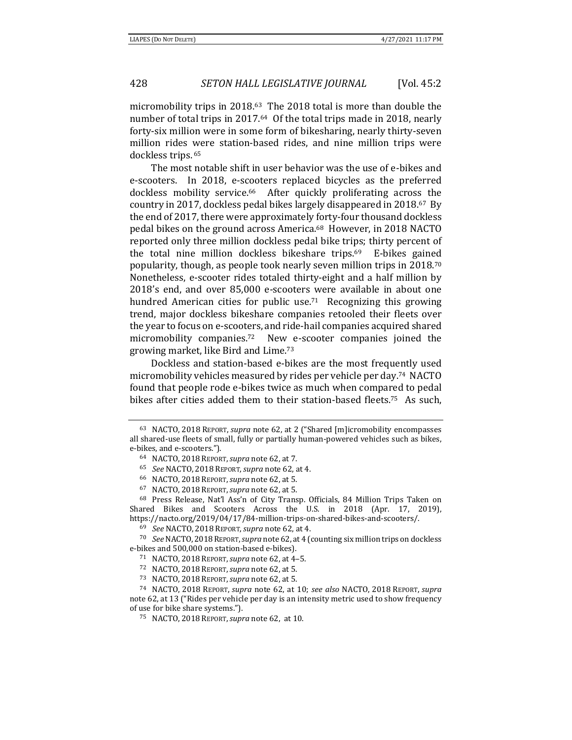micromobility trips in 2018.[63] The 2018 total is more than double the number of total trips in 2017.[64] Of the total trips made in 2018, nearly forty-six million were in some form of bikesharing, nearly thirty-seven million rides were station-based rides, and nine million trips were dockless trips.[65]

The most notable shift in user behavior was the use of e-bikes and e-scooters. In 2018, e-scooters replaced bicycles as the preferred dockless mobility service.[66] After quickly proliferating across the country in 2017, dockless pedal bikes largely disappeared in 2018.[67] By the end of 2017, there were approximately forty-four thousand dockless pedal bikes on the ground across America.[68] However, in 2018 NACTO reported only three million dockless pedal bike trips; thirty percent of the total nine million dockless bikeshare trips.[69] E-bikes gained popularity, though, as people took nearly seven million trips in 2018.[70] Nonetheless, e-scooter rides totaled thirty-eight and a half million by 2018's end, and over 85,000 e-scooters were available in about one hundred American cities for public use.[71] Recognizing this growing trend, major dockless bikeshare companies retooled their fleets over the year to focus on e-scooters, and ride-hail companies acquired shared micromobility companies.[72] New e-scooter companies joined the growing market, like Bird and Lime.[73]

Dockless and station-based e-bikes are the most frequently used micromobility vehicles measured by rides per vehicle per day.[74] NACTO found that people rode e-bikes twice as much when compared to pedal bikes after cities added them to their station-based fleets.[75] As such,

---

[63] NACTO, 2018 REPORT, *supra* note 62, at 2 ("Shared [m]icromobility encompasses all shared-use fleets of small, fully or partially human-powered vehicles such as bikes, e-bikes, and e-scooters.").

[64] NACTO, 2018 REPORT, *supra* note 62, at 7.

[65] *See* NACTO, 2018 REPORT, *supra* note 62, at 4.

[66] NACTO, 2018 REPORT, *supra* note 62, at 5.

[67] NACTO, 2018 REPORT, *supra* note 62, at 5.

[68] Press Release, Nat'l Ass'n of City Transp. Officials, 84 Million Trips Taken on Shared Bikes and Scooters Across the U.S. in 2018 (Apr. 17, 2019), https://nacto.org/2019/04/17/84-million-trips-on-shared-bikes-and-scooters/.

[69] *See* NACTO, 2018 REPORT, *supra* note 62, at 4.

[70] *See* NACTO, 2018 REPORT, *supra* note 62, at 4 (counting six million trips on dockless e-bikes and 500,000 on station-based e-bikes).

[71] NACTO, 2018 REPORT, *supra* note 62, at 4–5.

[72] NACTO, 2018 REPORT, *supra* note 62, at 5.

[73] NACTO, 2018 REPORT, *supra* note 62, at 5.

[74] NACTO, 2018 REPORT, *supra* note 62, at 10; *see also* NACTO, 2018 REPORT, *supra* note 62, at 13 ("Rides per vehicle per day is an intensity metric used to show frequency of use for bike share systems.").

[75] NACTO, 2018 REPORT, *supra* note 62, at 10.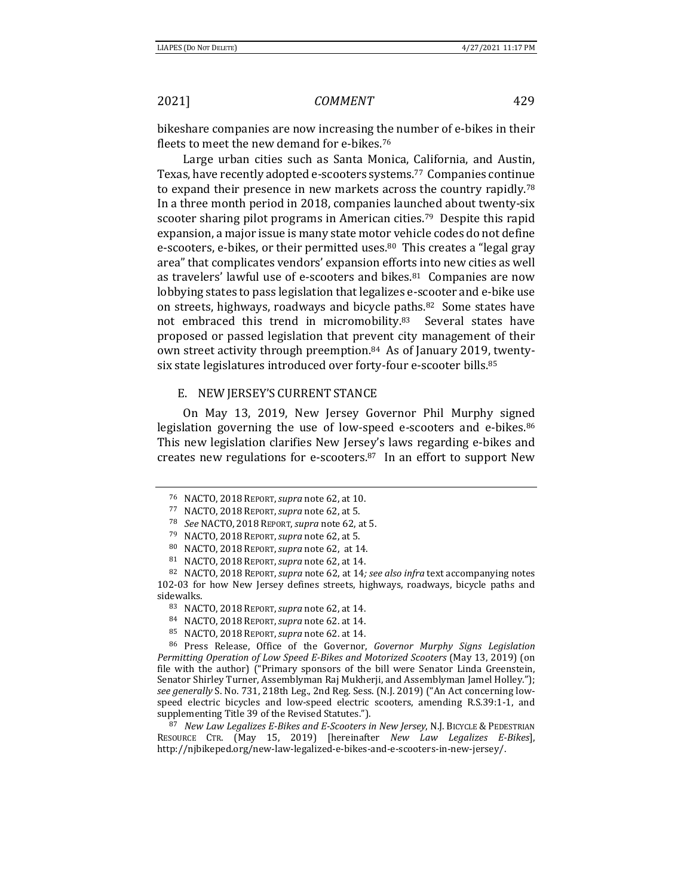bikeshare companies are now increasing the number of e-bikes in their fleets to meet the new demand for e-bikes.[76]

Large urban cities such as Santa Monica, California, and Austin, Texas, have recently adopted e-scooters systems.[77] Companies continue to expand their presence in new markets across the country rapidly.[78] In a three month period in 2018, companies launched about twenty-six scooter sharing pilot programs in American cities.[79] Despite this rapid expansion, a major issue is many state motor vehicle codes do not define e-scooters, e-bikes, or their permitted uses.[80] This creates a "legal gray area" that complicates vendors' expansion efforts into new cities as well as travelers' lawful use of e-scooters and bikes.[81] Companies are now lobbying states to pass legislation that legalizes e-scooter and e-bike use on streets, highways, roadways and bicycle paths.[82] Some states have not embraced this trend in micromobility.[83] Several states have proposed or passed legislation that prevent city management of their own street activity through preemption.[84] As of January 2019, twenty-six state legislatures introduced over forty-four e-scooter bills.[85]

### E. NEW JERSEY'S CURRENT STANCE

On May 13, 2019, New Jersey Governor Phil Murphy signed legislation governing the use of low-speed e-scooters and e-bikes.[86] This new legislation clarifies New Jersey's laws regarding e-bikes and creates new regulations for e-scooters.[87] In an effort to support New

---

[76] NACTO, 2018 REPORT, *supra* note 62, at 10.

[77] NACTO, 2018 REPORT, *supra* note 62, at 5.

[78] *See* NACTO, 2018 REPORT, *supra* note 62, at 5.

[79] NACTO, 2018 REPORT, *supra* note 62, at 5.

[80] NACTO, 2018 REPORT, *supra* note 62, at 14.

[81] NACTO, 2018 REPORT, *supra* note 62, at 14.

[82] NACTO, 2018 REPORT, *supra* note 62, at 14*; see also infra* text accompanying notes 102-03 for how New Jersey defines streets, highways, roadways, bicycle paths and sidewalks.

[83] NACTO, 2018 REPORT, *supra* note 62, at 14.

[84] NACTO, 2018 REPORT, *supra* note 62. at 14.

[85] NACTO, 2018 REPORT, *supra* note 62. at 14.

[86] Press Release, Office of the Governor, *Governor Murphy Signs Legislation Permitting Operation of Low Speed E-Bikes and Motorized Scooters* (May 13, 2019) (on file with the author) ("Primary sponsors of the bill were Senator Linda Greenstein, Senator Shirley Turner, Assemblyman Raj Mukherji, and Assemblyman Jamel Holley."); *see generally* S. No. 731, 218th Leg., 2nd Reg. Sess. (N.J. 2019) ("An Act concerning low-speed electric bicycles and low-speed electric scooters, amending R.S.39:1-1, and supplementing Title 39 of the Revised Statutes.").

[87] *New Law Legalizes E-Bikes and E-Scooters in New Jersey*, N.J. BICYCLE & PEDESTRIAN RESOURCE CTR. (May 15, 2019) [hereinafter *New Law Legalizes E-Bikes*], http://njbikeped.org/new-law-legalized-e-bikes-and-e-scooters-in-new-jersey/.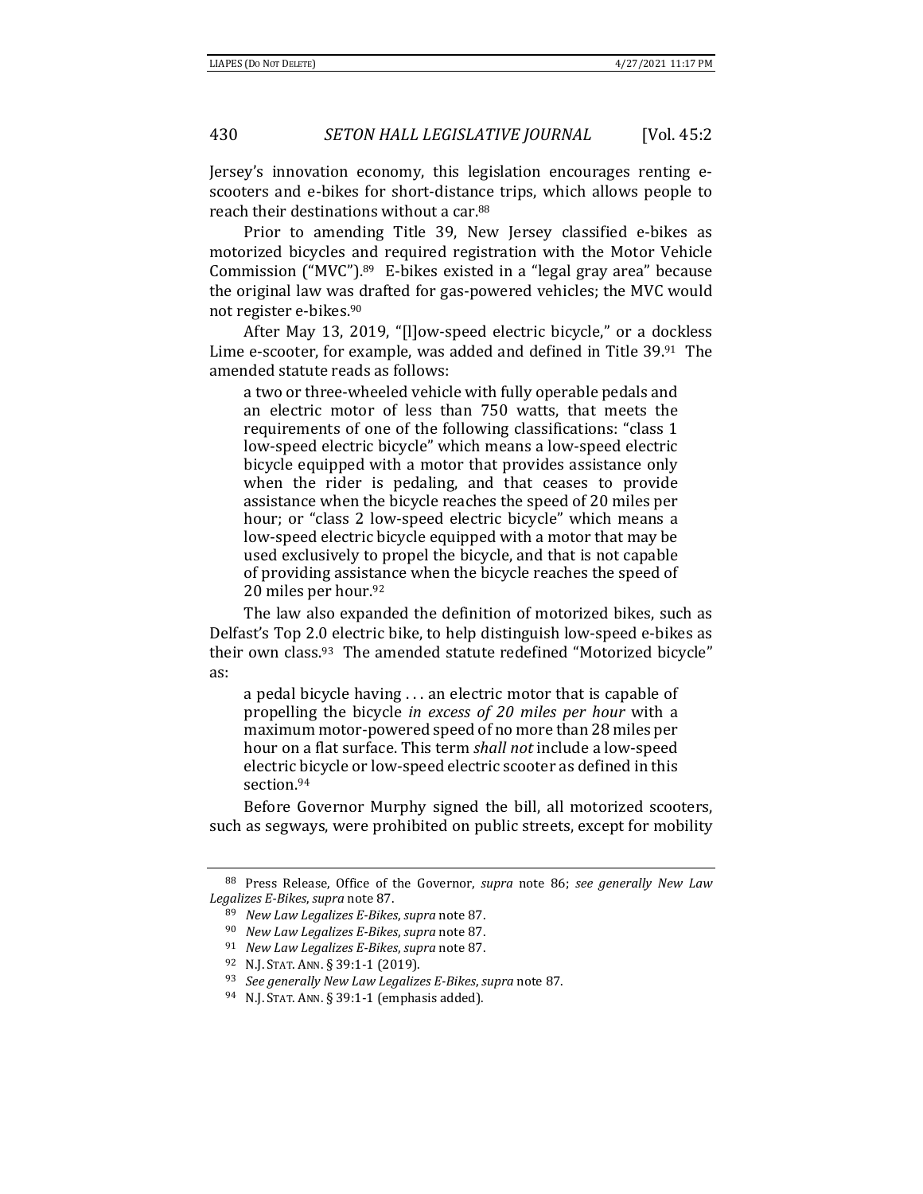Jersey's innovation economy, this legislation encourages renting e-scooters and e-bikes for short-distance trips, which allows people to reach their destinations without a car.[88]

Prior to amending Title 39, New Jersey classified e-bikes as motorized bicycles and required registration with the Motor Vehicle Commission ("MVC").[89] E-bikes existed in a "legal gray area" because the original law was drafted for gas-powered vehicles; the MVC would not register e-bikes.[90]

After May 13, 2019, "[l]ow-speed electric bicycle," or a dockless Lime e-scooter, for example, was added and defined in Title 39.[91] The amended statute reads as follows:

> a two or three-wheeled vehicle with fully operable pedals and an electric motor of less than 750 watts, that meets the requirements of one of the following classifications: "class 1 low-speed electric bicycle" which means a low-speed electric bicycle equipped with a motor that provides assistance only when the rider is pedaling, and that ceases to provide assistance when the bicycle reaches the speed of 20 miles per hour; or "class 2 low-speed electric bicycle" which means a low-speed electric bicycle equipped with a motor that may be used exclusively to propel the bicycle, and that is not capable of providing assistance when the bicycle reaches the speed of 20 miles per hour.[92]

The law also expanded the definition of motorized bikes, such as Delfast's Top 2.0 electric bike, to help distinguish low-speed e-bikes as their own class.[93] The amended statute redefined "Motorized bicycle" as:

> a pedal bicycle having . . . an electric motor that is capable of propelling the bicycle *in excess of 20 miles per hour* with a maximum motor-powered speed of no more than 28 miles per hour on a flat surface. This term *shall not* include a low-speed electric bicycle or low-speed electric scooter as defined in this section.[94]

Before Governor Murphy signed the bill, all motorized scooters, such as segways, were prohibited on public streets, except for mobility

---

[88] Press Release, Office of the Governor, *supra* note 86; *see generally New Law Legalizes E-Bikes*, *supra* note 87.

[89] *New Law Legalizes E-Bikes*, *supra* note 87.

[90] *New Law Legalizes E-Bikes*, *supra* note 87.

[91] *New Law Legalizes E-Bikes*, *supra* note 87.

[92] N.J. STAT. ANN. § 39:1-1 (2019).

[93] *See generally New Law Legalizes E-Bikes*, *supra* note 87.

[94] N.J. STAT. ANN. § 39:1-1 (emphasis added).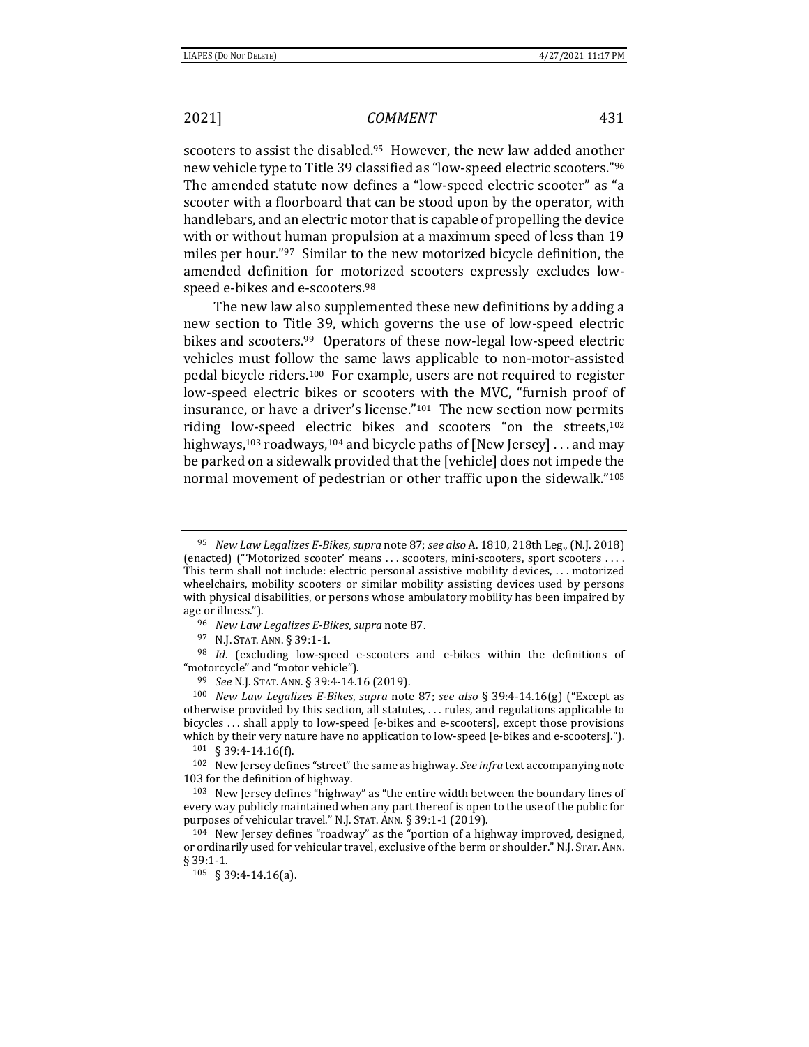scooters to assist the disabled.[95] However, the new law added another new vehicle type to Title 39 classified as "low-speed electric scooters."[96] The amended statute now defines a "low-speed electric scooter" as "a scooter with a floorboard that can be stood upon by the operator, with handlebars, and an electric motor that is capable of propelling the device with or without human propulsion at a maximum speed of less than 19 miles per hour."[97] Similar to the new motorized bicycle definition, the amended definition for motorized scooters expressly excludes low-speed e-bikes and e-scooters.[98]

The new law also supplemented these new definitions by adding a new section to Title 39, which governs the use of low-speed electric bikes and scooters.[99] Operators of these now-legal low-speed electric vehicles must follow the same laws applicable to non-motor-assisted pedal bicycle riders.[100] For example, users are not required to register low-speed electric bikes or scooters with the MVC, "furnish proof of insurance, or have a driver's license."[101] The new section now permits riding low-speed electric bikes and scooters "on the streets,[102] highways,[103] roadways,[104] and bicycle paths of [New Jersey] . . . and may be parked on a sidewalk provided that the [vehicle] does not impede the normal movement of pedestrian or other traffic upon the sidewalk."[105]

---

[95] *New Law Legalizes E-Bikes*, *supra* note 87; *see also* A. 1810, 218th Leg., (N.J. 2018) (enacted) ("'Motorized scooter' means . . . scooters, mini-scooters, sport scooters . . . . This term shall not include: electric personal assistive mobility devices, . . . motorized wheelchairs, mobility scooters or similar mobility assisting devices used by persons with physical disabilities, or persons whose ambulatory mobility has been impaired by age or illness.").

[96] *New Law Legalizes E-Bikes*, *supra* note 87.

[97] N.J. STAT. ANN. § 39:1-1.

[98] *Id*. (excluding low-speed e-scooters and e-bikes within the definitions of "motorcycle" and "motor vehicle").

[99] *See* N.J. STAT. ANN. § 39:4-14.16 (2019).

[100] *New Law Legalizes E-Bikes*, *supra* note 87; *see also* § 39:4-14.16(g) ("Except as otherwise provided by this section, all statutes, . . . rules, and regulations applicable to bicycles . . . shall apply to low-speed [e-bikes and e-scooters], except those provisions which by their very nature have no application to low-speed [e-bikes and e-scooters].").

[101] § 39:4-14.16(f).

[102] New Jersey defines "street" the same as highway. *See infra* text accompanying note 103 for the definition of highway.

[103] New Jersey defines "highway" as "the entire width between the boundary lines of every way publicly maintained when any part thereof is open to the use of the public for purposes of vehicular travel." N.J. STAT. ANN. § 39:1-1 (2019).

[104] New Jersey defines "roadway" as the "portion of a highway improved, designed, or ordinarily used for vehicular travel, exclusive of the berm or shoulder." N.J. STAT. ANN. § 39:1-1.

[105] § 39:4-14.16(a).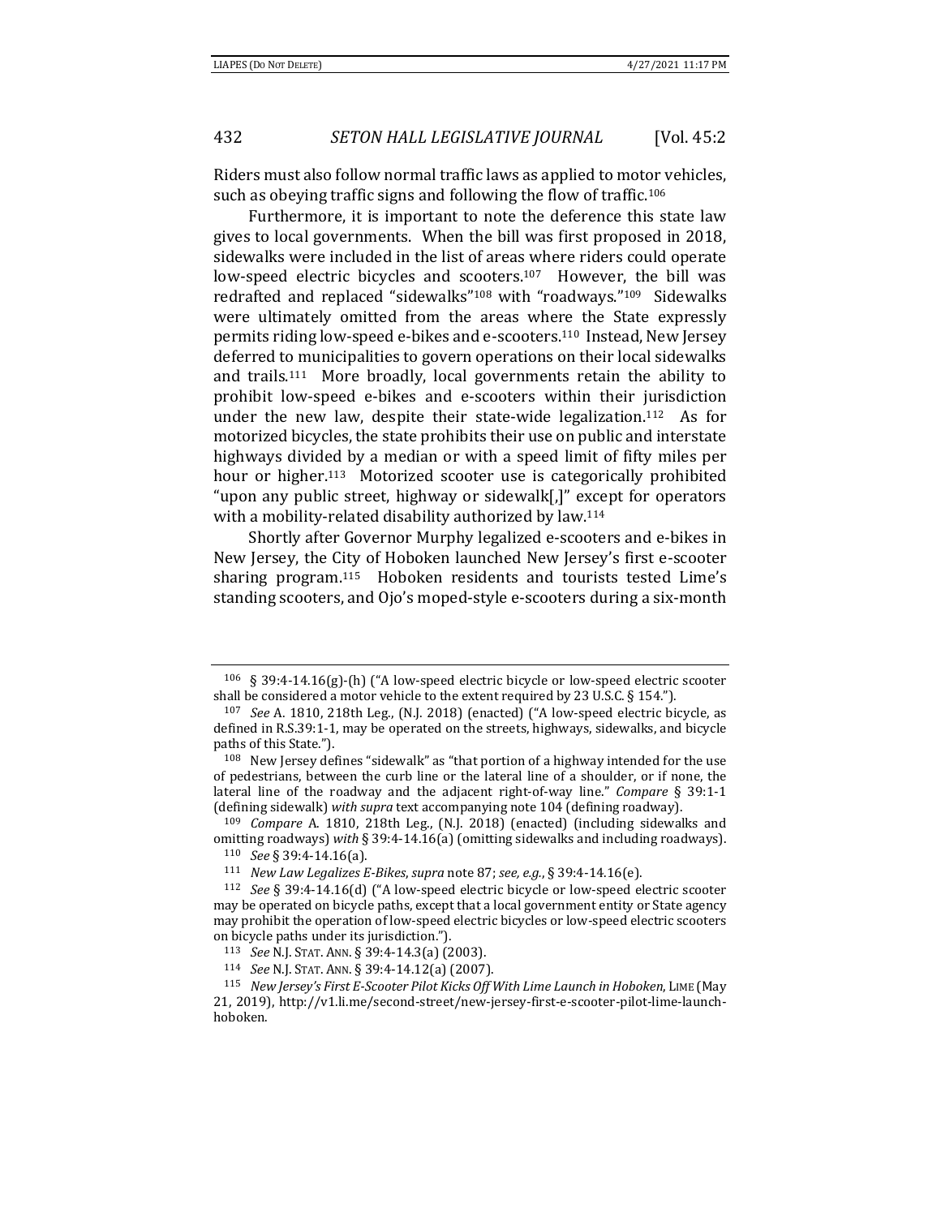Riders must also follow normal traffic laws as applied to motor vehicles, such as obeying traffic signs and following the flow of traffic.[106]

Furthermore, it is important to note the deference this state law gives to local governments. When the bill was first proposed in 2018, sidewalks were included in the list of areas where riders could operate low-speed electric bicycles and scooters.[107] However, the bill was redrafted and replaced "sidewalks"[108] with "roadways."[109] Sidewalks were ultimately omitted from the areas where the State expressly permits riding low-speed e-bikes and e-scooters.[110] Instead, New Jersey deferred to municipalities to govern operations on their local sidewalks and trails.[111] More broadly, local governments retain the ability to prohibit low-speed e-bikes and e-scooters within their jurisdiction under the new law, despite their state-wide legalization.[112] As for motorized bicycles, the state prohibits their use on public and interstate highways divided by a median or with a speed limit of fifty miles per hour or higher.[113] Motorized scooter use is categorically prohibited "upon any public street, highway or sidewalk[,]" except for operators with a mobility-related disability authorized by law.[114]

Shortly after Governor Murphy legalized e-scooters and e-bikes in New Jersey, the City of Hoboken launched New Jersey's first e-scooter sharing program.[115] Hoboken residents and tourists tested Lime's standing scooters, and Ojo's moped-style e-scooters during a six-month

---

[106] § 39:4-14.16(g)-(h) ("A low-speed electric bicycle or low-speed electric scooter shall be considered a motor vehicle to the extent required by 23 U.S.C. § 154.").

[107] *See* A. 1810, 218th Leg., (N.J. 2018) (enacted) ("A low-speed electric bicycle, as defined in R.S.39:1-1, may be operated on the streets, highways, sidewalks, and bicycle paths of this State.").

[108] New Jersey defines "sidewalk" as "that portion of a highway intended for the use of pedestrians, between the curb line or the lateral line of a shoulder, or if none, the lateral line of the roadway and the adjacent right-of-way line." *Compare* § 39:1-1 (defining sidewalk) *with supra* text accompanying note 104 (defining roadway).

[109] *Compare* A. 1810, 218th Leg., (N.J. 2018) (enacted) (including sidewalks and omitting roadways) *with* § 39:4-14.16(a) (omitting sidewalks and including roadways).

[110] *See* § 39:4-14.16(a).

[111] *New Law Legalizes E-Bikes*, *supra* note 87; *see, e.g.*, § 39:4-14.16(e).

[112] *See* § 39:4-14.16(d) ("A low-speed electric bicycle or low-speed electric scooter may be operated on bicycle paths, except that a local government entity or State agency may prohibit the operation of low-speed electric bicycles or low-speed electric scooters on bicycle paths under its jurisdiction.").

[113] *See* N.J. STAT. ANN. § 39:4-14.3(a) (2003).

[114] *See* N.J. STAT. ANN. § 39:4-14.12(a) (2007).

[115] *New Jersey's First E-Scooter Pilot Kicks Off With Lime Launch in Hoboken*, LIME (May 21, 2019), http://v1.li.me/second-street/new-jersey-first-e-scooter-pilot-lime-launch-hoboken.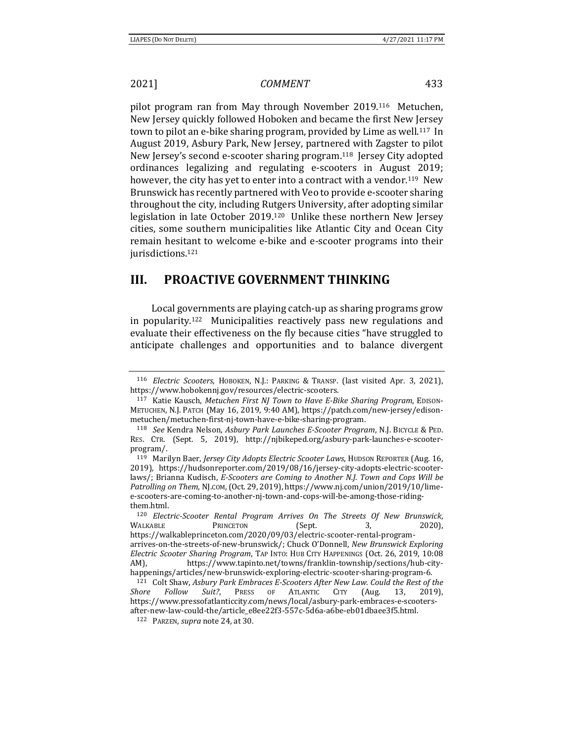pilot program ran from May through November 2019.[116] Metuchen, New Jersey quickly followed Hoboken and became the first New Jersey town to pilot an e-bike sharing program, provided by Lime as well.[117] In August 2019, Asbury Park, New Jersey, partnered with Zagster to pilot New Jersey's second e-scooter sharing program.[118] Jersey City adopted ordinances legalizing and regulating e-scooters in August 2019; however, the city has yet to enter into a contract with a vendor.[119] New Brunswick has recently partnered with Veo to provide e-scooter sharing throughout the city, including Rutgers University, after adopting similar legislation in late October 2019.[120] Unlike these northern New Jersey cities, some southern municipalities like Atlantic City and Ocean City remain hesitant to welcome e-bike and e-scooter programs into their jurisdictions.[121]

## III. PROACTIVE GOVERNMENT THINKING

Local governments are playing catch-up as sharing programs grow in popularity.[122] Municipalities reactively pass new regulations and evaluate their effectiveness on the fly because cities "have struggled to anticipate challenges and opportunities and to balance divergent

---

[116] *Electric Scooters*, HOBOKEN, N.J.: PARKING & TRANSP. (last visited Apr. 3, 2021), https://www.hobokennj.gov/resources/electric-scooters.

[117] Katie Kausch, *Metuchen First NJ Town to Have E-Bike Sharing Program*, EDISON-METUCHEN, N.J. PATCH (May 16, 2019, 9:40 AM), https://patch.com/new-jersey/edison-metuchen/metuchen-first-nj-town-have-e-bike-sharing-program.

[118] *See* Kendra Nelson, *Asbury Park Launches E-Scooter Program*, N.J. BICYCLE & PED. RES. CTR. (Sept. 5, 2019), http://njbikeped.org/asbury-park-launches-e-scooter-program/.

[119] Marilyn Baer, *Jersey City Adopts Electric Scooter Laws*, HUDSON REPORTER (Aug. 16, 2019), https://hudsonreporter.com/2019/08/16/jersey-city-adopts-electric-scooter-laws/; Brianna Kudisch, *E-Scooters are Coming to Another N.J. Town and Cops Will be Patrolling on Them*, NJ.COM, (Oct. 29, 2019), https://www.nj.com/union/2019/10/lime-e-scooters-are-coming-to-another-nj-town-and-cops-will-be-among-those-riding-them.html.

[120] *Electric-Scooter Rental Program Arrives On The Streets Of New Brunswick*, WALKABLE PRINCETON (Sept. 3, 2020), https://walkableprinceton.com/2020/09/03/electric-scooter-rental-program-arrives-on-the-streets-of-new-brunswick/; Chuck O'Donnell, *New Brunswick Exploring Electric Scooter Sharing Program*, TAP INTO: HUB CITY HAPPENINGS (Oct. 26, 2019, 10:08 AM), https://www.tapinto.net/towns/franklin-township/sections/hub-city-happenings/articles/new-brunswick-exploring-electric-scooter-sharing-program-6.

[121] Colt Shaw, *Asbury Park Embraces E-Scooters After New Law. Could the Rest of the Shore Follow Suit?*, PRESS OF ATLANTIC CITY (Aug. 13, 2019), https://www.pressofatlanticcity.com/news/local/asbury-park-embraces-e-scooters-after-new-law-could-the/article_e8ee22f3-557c-5d6a-a6be-eb01dbaee3f5.html.

[122] PARZEN, *supra* note 24, at 30.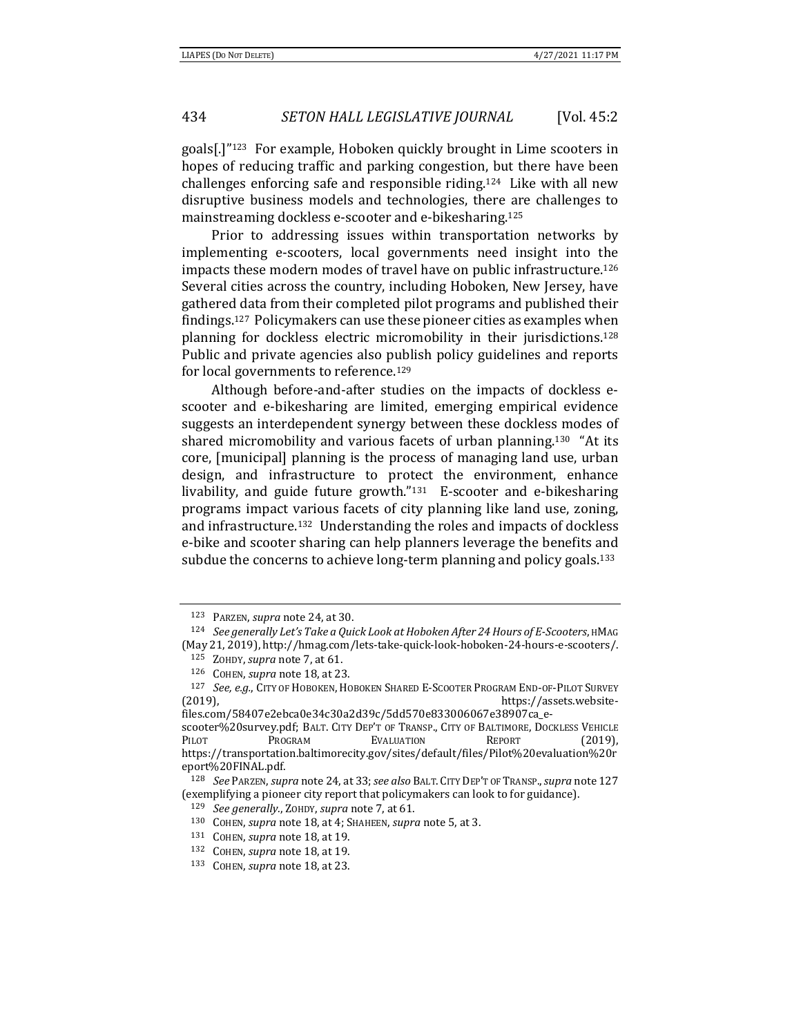goals[.]"[123] For example, Hoboken quickly brought in Lime scooters in hopes of reducing traffic and parking congestion, but there have been challenges enforcing safe and responsible riding.[124] Like with all new disruptive business models and technologies, there are challenges to mainstreaming dockless e-scooter and e-bikesharing.[125]

Prior to addressing issues within transportation networks by implementing e-scooters, local governments need insight into the impacts these modern modes of travel have on public infrastructure.[126] Several cities across the country, including Hoboken, New Jersey, have gathered data from their completed pilot programs and published their findings.[127] Policymakers can use these pioneer cities as examples when planning for dockless electric micromobility in their jurisdictions.[128] Public and private agencies also publish policy guidelines and reports for local governments to reference.[129]

Although before-and-after studies on the impacts of dockless e-scooter and e-bikesharing are limited, emerging empirical evidence suggests an interdependent synergy between these dockless modes of shared micromobility and various facets of urban planning.[130] "At its core, [municipal] planning is the process of managing land use, urban design, and infrastructure to protect the environment, enhance livability, and guide future growth."[131] E-scooter and e-bikesharing programs impact various facets of city planning like land use, zoning, and infrastructure.[132] Understanding the roles and impacts of dockless e-bike and scooter sharing can help planners leverage the benefits and subdue the concerns to achieve long-term planning and policy goals.[133]

---

[123] PARZEN, *supra* note 24, at 30.

[124] *See generally Let's Take a Quick Look at Hoboken After 24 Hours of E-Scooters*, HMAG (May 21, 2019), http://hmag.com/lets-take-quick-look-hoboken-24-hours-e-scooters/.

[125] ZOHDY, *supra* note 7, at 61.

[126] COHEN, *supra* note 18, at 23.

[127] *See, e.g.*, CITY OF HOBOKEN, HOBOKEN SHARED E-SCOOTER PROGRAM END-OF-PILOT SURVEY (2019), https://assets.website-files.com/58407e2ebca0e34c30a2d39c/5dd570e833006067e38907ca_e-scooter%20survey.pdf; BALT. CITY DEP'T OF TRANSP., CITY OF BALTIMORE, DOCKLESS VEHICLE PILOT PROGRAM EVALUATION REPORT (2019), https://transportation.baltimorecity.gov/sites/default/files/Pilot%20evaluation%20report%20FINAL.pdf.

[128] *See* PARZEN, *supra* note 24, at 33; *see also* BALT. CITY DEP'T OF TRANSP., *supra* note 127 (exemplifying a pioneer city report that policymakers can look to for guidance).

[129] *See generally.*, ZOHDY, *supra* note 7, at 61.

[130] COHEN, *supra* note 18, at 4; SHAHEEN, *supra* note 5, at 3.

[131] COHEN, *supra* note 18, at 19.

[132] COHEN, *supra* note 18, at 19.

[133] COHEN, *supra* note 18, at 23.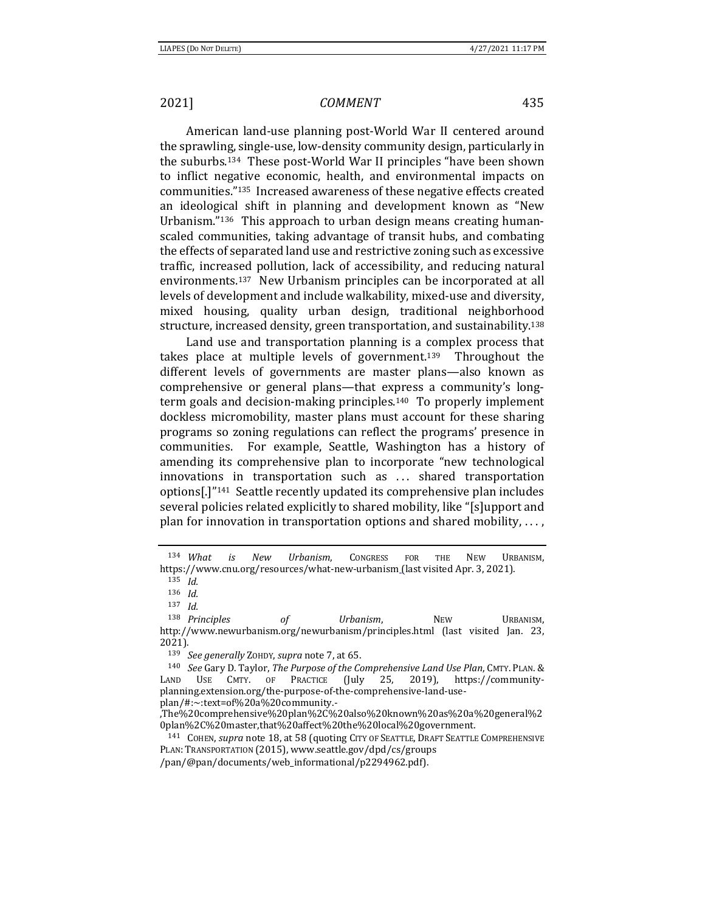American land-use planning post-World War II centered around the sprawling, single-use, low-density community design, particularly in the suburbs.[134] These post-World War II principles "have been shown to inflict negative economic, health, and environmental impacts on communities."[135] Increased awareness of these negative effects created an ideological shift in planning and development known as "New Urbanism."[136] This approach to urban design means creating human-scaled communities, taking advantage of transit hubs, and combating the effects of separated land use and restrictive zoning such as excessive traffic, increased pollution, lack of accessibility, and reducing natural environments.[137] New Urbanism principles can be incorporated at all levels of development and include walkability, mixed-use and diversity, mixed housing, quality urban design, traditional neighborhood structure, increased density, green transportation, and sustainability.[138]

Land use and transportation planning is a complex process that takes place at multiple levels of government.[139] Throughout the different levels of governments are master plans—also known as comprehensive or general plans—that express a community's long-term goals and decision-making principles.[140] To properly implement dockless micromobility, master plans must account for these sharing programs so zoning regulations can reflect the programs' presence in communities. For example, Seattle, Washington has a history of amending its comprehensive plan to incorporate "new technological innovations in transportation such as . . . shared transportation options[.]"[141] Seattle recently updated its comprehensive plan includes several policies related explicitly to shared mobility, like "[s]upport and plan for innovation in transportation options and shared mobility, . . . ,

---

[134] *What is New Urbanism*, CONGRESS FOR THE NEW URBANISM, https://www.cnu.org/resources/what-new-urbanism (last visited Apr. 3, 2021).

[135] *Id.*

[136] *Id.*

[137] *Id.*

[138] *Principles of Urbanism*, NEW URBANISM, http://www.newurbanism.org/newurbanism/principles.html (last visited Jan. 23, 2021).

[139] *See generally* ZOHDY, *supra* note 7, at 65.

[140] *See* Gary D. Taylor, *The Purpose of the Comprehensive Land Use Plan*, CMTY. PLAN. & LAND USE CMTY. OF PRACTICE (July 25, 2019), https://community-planning.extension.org/the-purpose-of-the-comprehensive-land-use-plan/#:~:text=of%20a%20community.-,The%20comprehensive%20plan%2C%20also%20known%20as%20a%20general%20plan%2C%20master,that%20affect%20the%20local%20government.

[141] COHEN, *supra* note 18, at 58 (quoting CITY OF SEATTLE, DRAFT SEATTLE COMPREHENSIVE PLAN: TRANSPORTATION (2015), www.seattle.gov/dpd/cs/groups/pan/@pan/documents/web_informational/p2294962.pdf).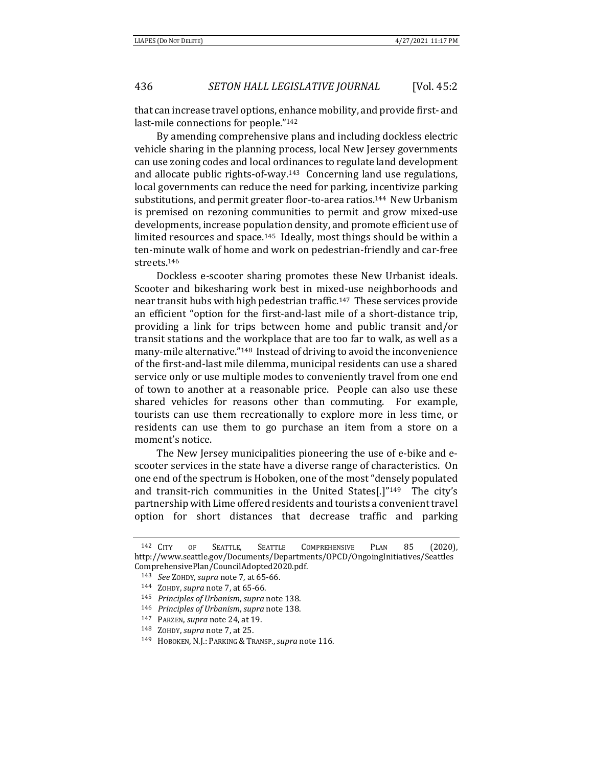that can increase travel options, enhance mobility, and provide first- and last-mile connections for people."[142]

By amending comprehensive plans and including dockless electric vehicle sharing in the planning process, local New Jersey governments can use zoning codes and local ordinances to regulate land development and allocate public rights-of-way.[143] Concerning land use regulations, local governments can reduce the need for parking, incentivize parking substitutions, and permit greater floor-to-area ratios.[144] New Urbanism is premised on rezoning communities to permit and grow mixed-use developments, increase population density, and promote efficient use of limited resources and space.[145] Ideally, most things should be within a ten-minute walk of home and work on pedestrian-friendly and car-free streets.[146]

Dockless e-scooter sharing promotes these New Urbanist ideals. Scooter and bikesharing work best in mixed-use neighborhoods and near transit hubs with high pedestrian traffic.[147] These services provide an efficient "option for the first-and-last mile of a short-distance trip, providing a link for trips between home and public transit and/or transit stations and the workplace that are too far to walk, as well as a many-mile alternative."[148] Instead of driving to avoid the inconvenience of the first-and-last mile dilemma, municipal residents can use a shared service only or use multiple modes to conveniently travel from one end of town to another at a reasonable price. People can also use these shared vehicles for reasons other than commuting. For example, tourists can use them recreationally to explore more in less time, or residents can use them to go purchase an item from a store on a moment's notice.

The New Jersey municipalities pioneering the use of e-bike and e-scooter services in the state have a diverse range of characteristics. On one end of the spectrum is Hoboken, one of the most "densely populated and transit-rich communities in the United States[.]"[149] The city's partnership with Lime offered residents and tourists a convenient travel option for short distances that decrease traffic and parking

---

[142] CITY OF SEATTLE, SEATTLE COMPREHENSIVE PLAN 85 (2020), http://www.seattle.gov/Documents/Departments/OPCD/OngoingInitiatives/SeattlesComprehensivePlan/CouncilAdopted2020.pdf.

[143] *See* ZOHDY, *supra* note 7, at 65-66.

[144] ZOHDY, *supra* note 7, at 65-66.

[145] *Principles of Urbanism*, *supra* note 138.

[146] *Principles of Urbanism*, *supra* note 138.

[147] PARZEN, *supra* note 24, at 19.

[148] ZOHDY, *supra* note 7, at 25.

[149] HOBOKEN, N.J.: PARKING & TRANSP., *supra* note 116.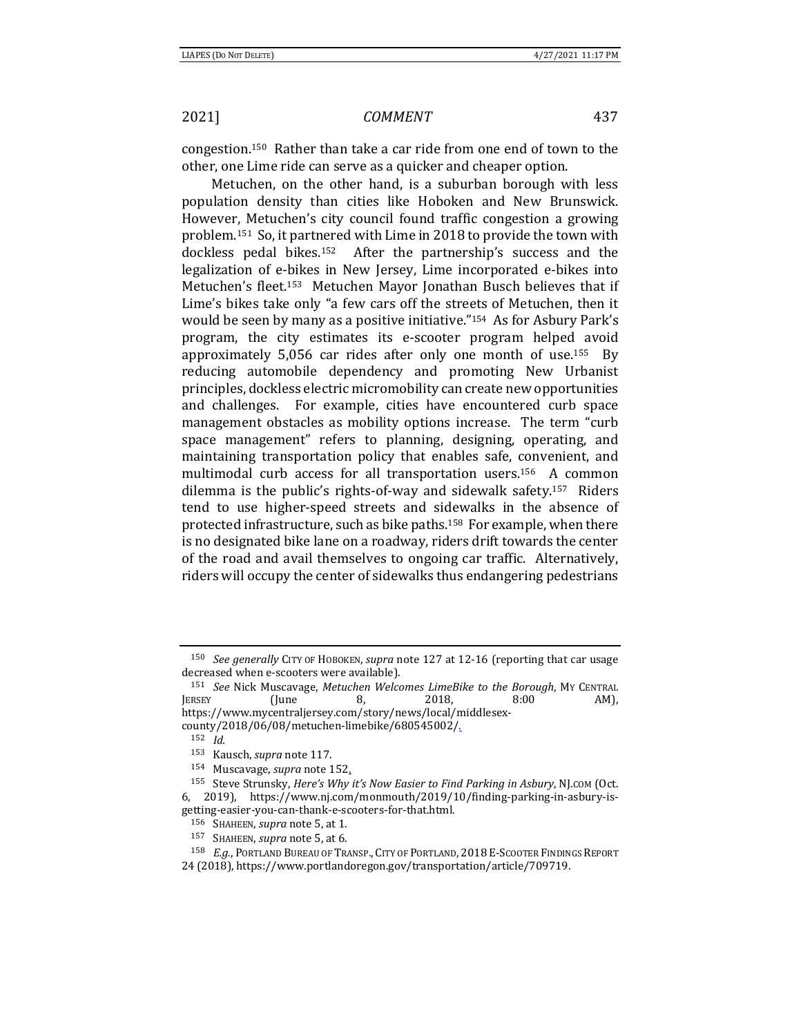congestion.[150] Rather than take a car ride from one end of town to the other, one Lime ride can serve as a quicker and cheaper option.

Metuchen, on the other hand, is a suburban borough with less population density than cities like Hoboken and New Brunswick. However, Metuchen's city council found traffic congestion a growing problem.[151] So, it partnered with Lime in 2018 to provide the town with dockless pedal bikes.[152] After the partnership's success and the legalization of e-bikes in New Jersey, Lime incorporated e-bikes into Metuchen's fleet.[153] Metuchen Mayor Jonathan Busch believes that if Lime's bikes take only "a few cars off the streets of Metuchen, then it would be seen by many as a positive initiative."[154] As for Asbury Park's program, the city estimates its e-scooter program helped avoid approximately 5,056 car rides after only one month of use.[155] By reducing automobile dependency and promoting New Urbanist principles, dockless electric micromobility can create new opportunities and challenges. For example, cities have encountered curb space management obstacles as mobility options increase. The term "curb space management" refers to planning, designing, operating, and maintaining transportation policy that enables safe, convenient, and multimodal curb access for all transportation users.[156] A common dilemma is the public's rights-of-way and sidewalk safety.[157] Riders tend to use higher-speed streets and sidewalks in the absence of protected infrastructure, such as bike paths.[158] For example, when there is no designated bike lane on a roadway, riders drift towards the center of the road and avail themselves to ongoing car traffic. Alternatively, riders will occupy the center of sidewalks thus endangering pedestrians

---

[150] *See generally* CITY OF HOBOKEN, *supra* note 127 at 12-16 (reporting that car usage decreased when e-scooters were available).

[151] *See* Nick Muscavage, *Metuchen Welcomes LimeBike to the Borough*, MY CENTRAL JERSEY (June 8, 2018, 8:00 AM), https://www.mycentraljersey.com/story/news/local/middlesex-county/2018/06/08/metuchen-limebike/680545002/.

[152] *Id.*

[153] Kausch, *supra* note 117.

[154] Muscavage, *supra* note 152.

[155] Steve Strunsky, *Here's Why it's Now Easier to Find Parking in Asbury*, NJ.COM (Oct. 6, 2019), https://www.nj.com/monmouth/2019/10/finding-parking-in-asbury-is-getting-easier-you-can-thank-e-scooters-for-that.html.

[156] SHAHEEN, *supra* note 5, at 1.

[157] SHAHEEN, *supra* note 5, at 6.

[158] *E.g.*, PORTLAND BUREAU OF TRANSP., CITY OF PORTLAND, 2018 E-SCOOTER FINDINGS REPORT 24 (2018), https://www.portlandoregon.gov/transportation/article/709719.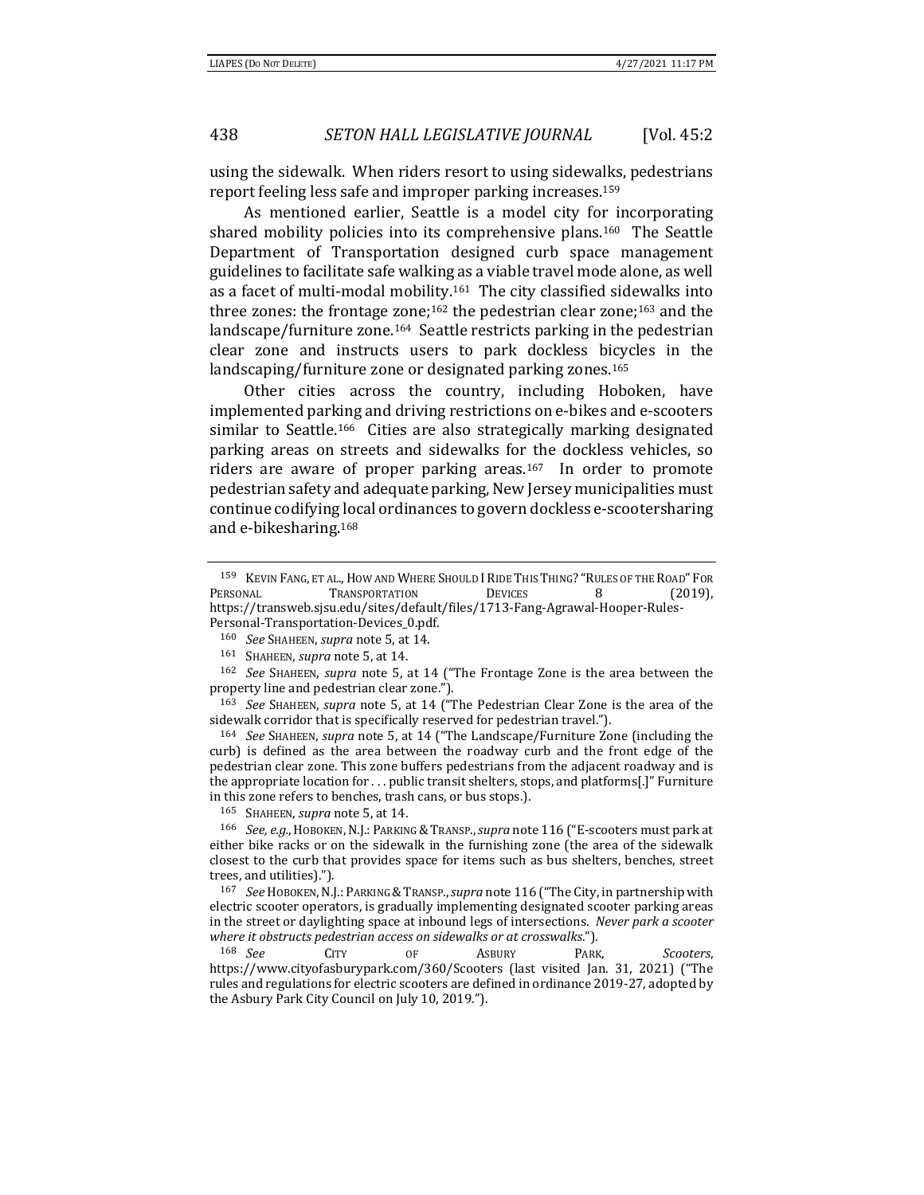using the sidewalk. When riders resort to using sidewalks, pedestrians report feeling less safe and improper parking increases.[159]

As mentioned earlier, Seattle is a model city for incorporating shared mobility policies into its comprehensive plans.[160] The Seattle Department of Transportation designed curb space management guidelines to facilitate safe walking as a viable travel mode alone, as well as a facet of multi-modal mobility.[161] The city classified sidewalks into three zones: the frontage zone;[162] the pedestrian clear zone;[163] and the landscape/furniture zone.[164] Seattle restricts parking in the pedestrian clear zone and instructs users to park dockless bicycles in the landscaping/furniture zone or designated parking zones.[165]

Other cities across the country, including Hoboken, have implemented parking and driving restrictions on e-bikes and e-scooters similar to Seattle.[166] Cities are also strategically marking designated parking areas on streets and sidewalks for the dockless vehicles, so riders are aware of proper parking areas.[167] In order to promote pedestrian safety and adequate parking, New Jersey municipalities must continue codifying local ordinances to govern dockless e-scootersharing and e-bikesharing.[168]

---

[159] KEVIN FANG, ET AL., HOW AND WHERE SHOULD I RIDE THIS THING? "RULES OF THE ROAD" FOR PERSONAL TRANSPORTATION DEVICES 8 (2019), https://transweb.sjsu.edu/sites/default/files/1713-Fang-Agrawal-Hooper-Rules-Personal-Transportation-Devices_0.pdf.

[160] *See* SHAHEEN, *supra* note 5, at 14.

[161] SHAHEEN, *supra* note 5, at 14.

[162] *See* SHAHEEN, *supra* note 5, at 14 ("The Frontage Zone is the area between the property line and pedestrian clear zone.").

[163] *See* SHAHEEN, *supra* note 5, at 14 ("The Pedestrian Clear Zone is the area of the sidewalk corridor that is specifically reserved for pedestrian travel.").

[164] *See* SHAHEEN, *supra* note 5, at 14 ("The Landscape/Furniture Zone (including the curb) is defined as the area between the roadway curb and the front edge of the pedestrian clear zone. This zone buffers pedestrians from the adjacent roadway and is the appropriate location for . . . public transit shelters, stops, and platforms[.]" Furniture in this zone refers to benches, trash cans, or bus stops.).

[165] SHAHEEN, *supra* note 5, at 14.

[166] *See, e.g.*, HOBOKEN, N.J.: PARKING & TRANSP., *supra* note 116 ("E-scooters must park at either bike racks or on the sidewalk in the furnishing zone (the area of the sidewalk closest to the curb that provides space for items such as bus shelters, benches, street trees, and utilities).").

[167] *See* HOBOKEN, N.J.: PARKING & TRANSP., *supra* note 116 ("The City, in partnership with electric scooter operators, is gradually implementing designated scooter parking areas in the street or daylighting space at inbound legs of intersections. *Never park a scooter where it obstructs pedestrian access on sidewalks or at crosswalks*.").

[168] *See* CITY OF ASBURY PARK, *Scooters*, https://www.cityofasburypark.com/360/Scooters (last visited Jan. 31, 2021) ("The rules and regulations for electric scooters are defined in ordinance 2019-27, adopted by the Asbury Park City Council on July 10, 2019.").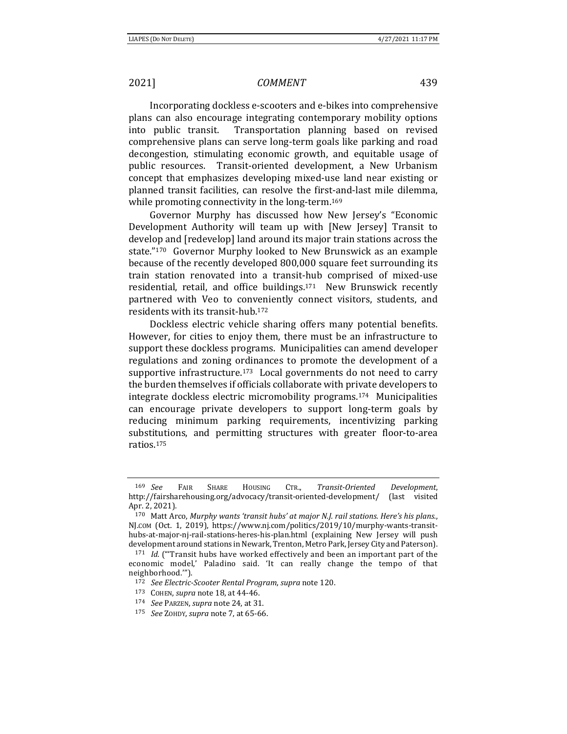Incorporating dockless e-scooters and e-bikes into comprehensive plans can also encourage integrating contemporary mobility options into public transit. Transportation planning based on revised comprehensive plans can serve long-term goals like parking and road decongestion, stimulating economic growth, and equitable usage of public resources. Transit-oriented development, a New Urbanism concept that emphasizes developing mixed-use land near existing or planned transit facilities, can resolve the first-and-last mile dilemma, while promoting connectivity in the long-term.[169]

Governor Murphy has discussed how New Jersey's "Economic Development Authority will team up with [New Jersey] Transit to develop and [redevelop] land around its major train stations across the state."[170] Governor Murphy looked to New Brunswick as an example because of the recently developed 800,000 square feet surrounding its train station renovated into a transit-hub comprised of mixed-use residential, retail, and office buildings.[171] New Brunswick recently partnered with Veo to conveniently connect visitors, students, and residents with its transit-hub.[172]

Dockless electric vehicle sharing offers many potential benefits. However, for cities to enjoy them, there must be an infrastructure to support these dockless programs. Municipalities can amend developer regulations and zoning ordinances to promote the development of a supportive infrastructure.[173] Local governments do not need to carry the burden themselves if officials collaborate with private developers to integrate dockless electric micromobility programs.[174] Municipalities can encourage private developers to support long-term goals by reducing minimum parking requirements, incentivizing parking substitutions, and permitting structures with greater floor-to-area ratios.[175]

---

[169] *See* FAIR SHARE HOUSING CTR., *Transit-Oriented Development*, http://fairsharehousing.org/advocacy/transit-oriented-development/ (last visited Apr. 2, 2021).

[170] Matt Arco, *Murphy wants 'transit hubs' at major N.J. rail stations. Here's his plans.*, NJ.COM (Oct. 1, 2019), https://www.nj.com/politics/2019/10/murphy-wants-transit-hubs-at-major-nj-rail-stations-heres-his-plan.html (explaining New Jersey will push development around stations in Newark, Trenton, Metro Park, Jersey City and Paterson).

[171] *Id.* ("'Transit hubs have worked effectively and been an important part of the economic model,' Paladino said. 'It can really change the tempo of that neighborhood.'").

[172] *See Electric-Scooter Rental Program*, *supra* note 120.

[173] COHEN, *supra* note 18, at 44-46.

[174] *See* PARZEN, *supra* note 24, at 31.

[175] *See* ZOHDY, *supra* note 7, at 65-66.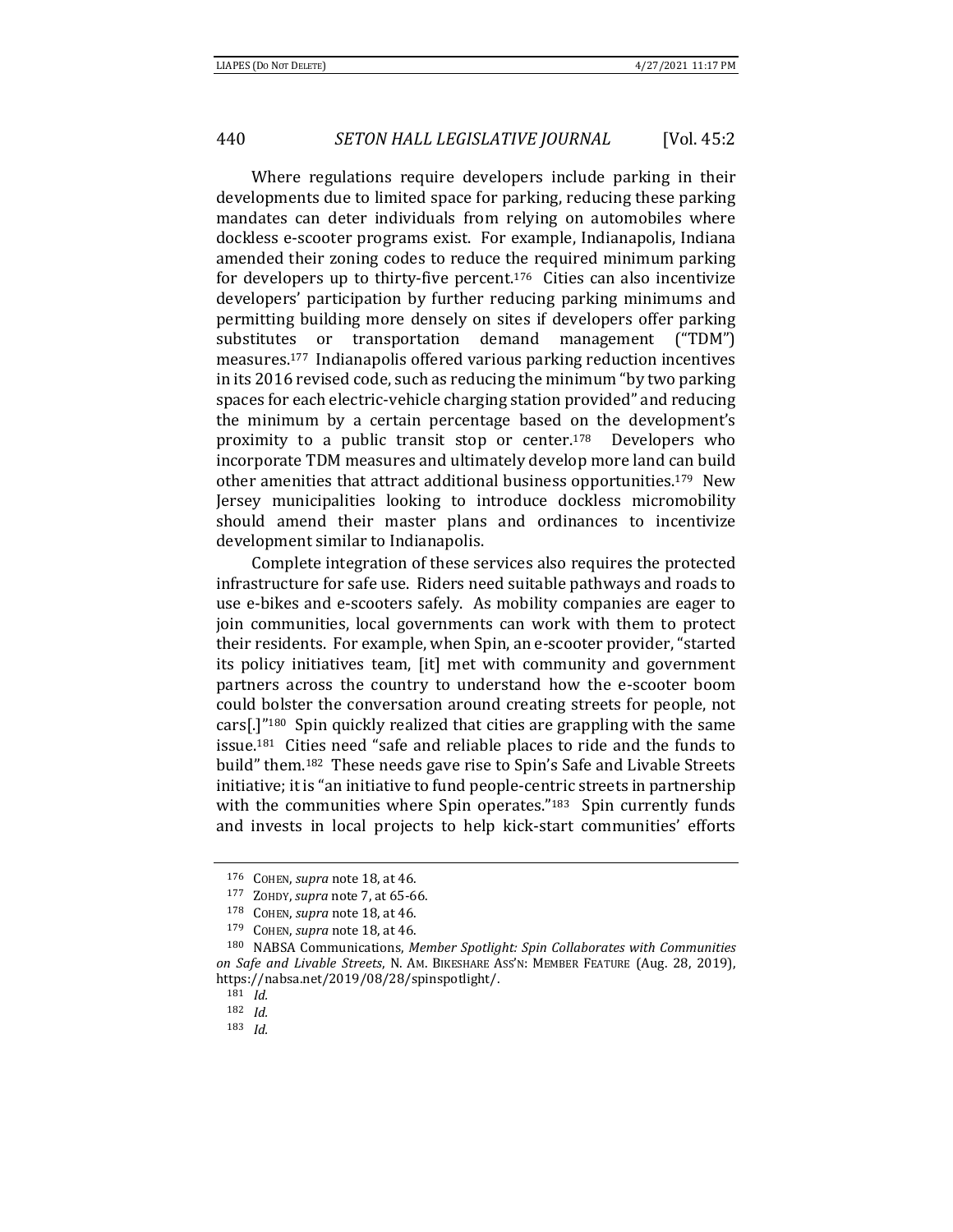Where regulations require developers include parking in their developments due to limited space for parking, reducing these parking mandates can deter individuals from relying on automobiles where dockless e-scooter programs exist. For example, Indianapolis, Indiana amended their zoning codes to reduce the required minimum parking for developers up to thirty-five percent.[176] Cities can also incentivize developers' participation by further reducing parking minimums and permitting building more densely on sites if developers offer parking substitutes or transportation demand management ("TDM") measures.[177] Indianapolis offered various parking reduction incentives in its 2016 revised code, such as reducing the minimum "by two parking spaces for each electric-vehicle charging station provided" and reducing the minimum by a certain percentage based on the development's proximity to a public transit stop or center.[178] Developers who incorporate TDM measures and ultimately develop more land can build other amenities that attract additional business opportunities.[179] New Jersey municipalities looking to introduce dockless micromobility should amend their master plans and ordinances to incentivize development similar to Indianapolis.

Complete integration of these services also requires the protected infrastructure for safe use. Riders need suitable pathways and roads to use e-bikes and e-scooters safely. As mobility companies are eager to join communities, local governments can work with them to protect their residents. For example, when Spin, an e-scooter provider, "started its policy initiatives team, [it] met with community and government partners across the country to understand how the e-scooter boom could bolster the conversation around creating streets for people, not cars[.]"[180] Spin quickly realized that cities are grappling with the same issue.[181] Cities need "safe and reliable places to ride and the funds to build" them.[182] These needs gave rise to Spin's Safe and Livable Streets initiative; it is "an initiative to fund people-centric streets in partnership with the communities where Spin operates."[183] Spin currently funds and invests in local projects to help kick-start communities' efforts

---

[176] COHEN, *supra* note 18, at 46.

[177] ZOHDY, *supra* note 7, at 65-66.

[178] COHEN, *supra* note 18, at 46.

[179] COHEN, *supra* note 18, at 46.

[180] NABSA Communications, *Member Spotlight: Spin Collaborates with Communities on Safe and Livable Streets*, N. AM. BIKESHARE ASS'N: MEMBER FEATURE (Aug. 28, 2019), https://nabsa.net/2019/08/28/spinspotlight/.

[181] *Id.*

[182] *Id.*

[183] *Id.*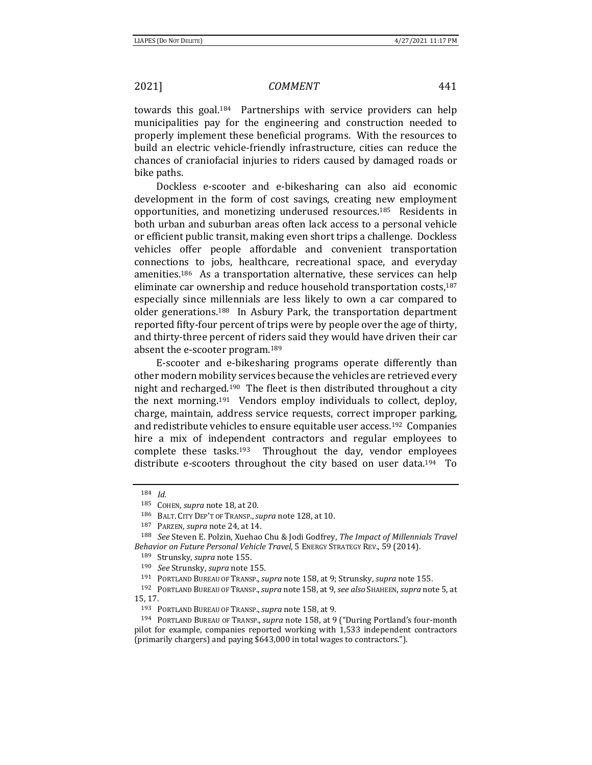towards this goal.[184] Partnerships with service providers can help municipalities pay for the engineering and construction needed to properly implement these beneficial programs. With the resources to build an electric vehicle-friendly infrastructure, cities can reduce the chances of craniofacial injuries to riders caused by damaged roads or bike paths.

Dockless e-scooter and e-bikesharing can also aid economic development in the form of cost savings, creating new employment opportunities, and monetizing underused resources.[185] Residents in both urban and suburban areas often lack access to a personal vehicle or efficient public transit, making even short trips a challenge. Dockless vehicles offer people affordable and convenient transportation connections to jobs, healthcare, recreational space, and everyday amenities.[186] As a transportation alternative, these services can help eliminate car ownership and reduce household transportation costs,[187] especially since millennials are less likely to own a car compared to older generations.[188] In Asbury Park, the transportation department reported fifty-four percent of trips were by people over the age of thirty, and thirty-three percent of riders said they would have driven their car absent the e-scooter program.[189]

E-scooter and e-bikesharing programs operate differently than other modern mobility services because the vehicles are retrieved every night and recharged.[190] The fleet is then distributed throughout a city the next morning.[191] Vendors employ individuals to collect, deploy, charge, maintain, address service requests, correct improper parking, and redistribute vehicles to ensure equitable user access.[192] Companies hire a mix of independent contractors and regular employees to complete these tasks.[193] Throughout the day, vendor employees distribute e-scooters throughout the city based on user data.[194] To

---

[184] *Id.*

[185] COHEN, *supra* note 18, at 20.

[186] BALT. CITY DEP'T OF TRANSP., *supra* note 128, at 10.

[187] PARZEN, *supra* note 24, at 14.

[188] *See* Steven E. Polzin, Xuehao Chu & Jodi Godfrey, *The Impact of Millennials Travel Behavior on Future Personal Vehicle Travel*, 5 ENERGY STRATEGY REV., 59 (2014).

[189] Strunsky, *supra* note 155.

[190] *See* Strunsky, *supra* note 155.

[191] PORTLAND BUREAU OF TRANSP., *supra* note 158, at 9; Strunsky, *supra* note 155.

[192] PORTLAND BUREAU OF TRANSP., *supra* note 158, at 9, *see also* SHAHEEN, *supra* note 5, at 15, 17.

[193] PORTLAND BUREAU OF TRANSP., *supra* note 158, at 9.

[194] PORTLAND BUREAU OF TRANSP., *supra* note 158, at 9 ("During Portland's four-month pilot for example, companies reported working with 1,533 independent contractors (primarily chargers) and paying $643,000 in total wages to contractors.").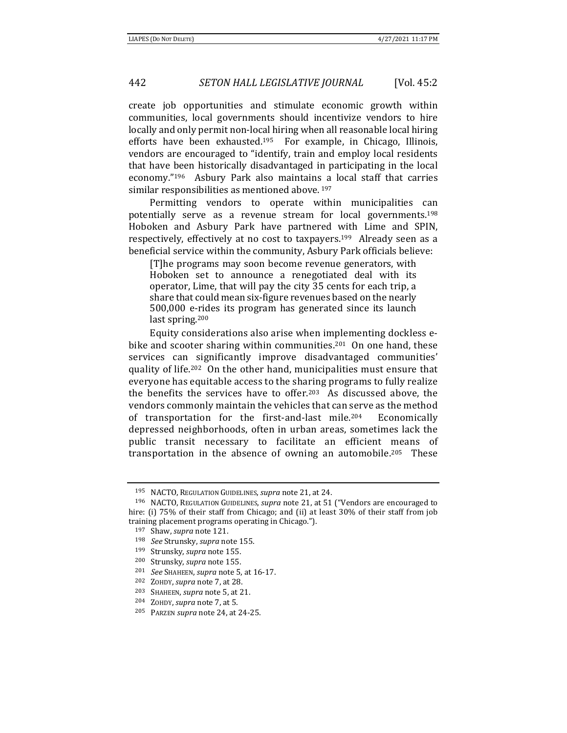create job opportunities and stimulate economic growth within communities, local governments should incentivize vendors to hire locally and only permit non-local hiring when all reasonable local hiring efforts have been exhausted.[195] For example, in Chicago, Illinois, vendors are encouraged to "identify, train and employ local residents that have been historically disadvantaged in participating in the local economy."[196] Asbury Park also maintains a local staff that carries similar responsibilities as mentioned above.[197]

Permitting vendors to operate within municipalities can potentially serve as a revenue stream for local governments.[198] Hoboken and Asbury Park have partnered with Lime and SPIN, respectively, effectively at no cost to taxpayers.[199] Already seen as a beneficial service within the community, Asbury Park officials believe:

> [T]he programs may soon become revenue generators, with Hoboken set to announce a renegotiated deal with its operator, Lime, that will pay the city 35 cents for each trip, a share that could mean six-figure revenues based on the nearly 500,000 e-rides its program has generated since its launch last spring.[200]

Equity considerations also arise when implementing dockless e-bike and scooter sharing within communities.[201] On one hand, these services can significantly improve disadvantaged communities' quality of life.[202] On the other hand, municipalities must ensure that everyone has equitable access to the sharing programs to fully realize the benefits the services have to offer.[203] As discussed above, the vendors commonly maintain the vehicles that can serve as the method of transportation for the first-and-last mile.[204] Economically depressed neighborhoods, often in urban areas, sometimes lack the public transit necessary to facilitate an efficient means of transportation in the absence of owning an automobile.[205] These

---

[195] NACTO, REGULATION GUIDELINES, *supra* note 21, at 24.

[196] NACTO, REGULATION GUIDELINES, *supra* note 21, at 51 ("Vendors are encouraged to hire: (i) 75% of their staff from Chicago; and (ii) at least 30% of their staff from job training placement programs operating in Chicago.").

[197] Shaw, *supra* note 121.

[198] *See* Strunsky, *supra* note 155.

[199] Strunsky, *supra* note 155.

[200] Strunsky, *supra* note 155.

[201] *See* SHAHEEN, *supra* note 5, at 16-17.

[202] ZOHDY, *supra* note 7, at 28.

[203] SHAHEEN, *supra* note 5, at 21.

[204] ZOHDY, *supra* note 7, at 5.

[205] PARZEN *supra* note 24, at 24-25.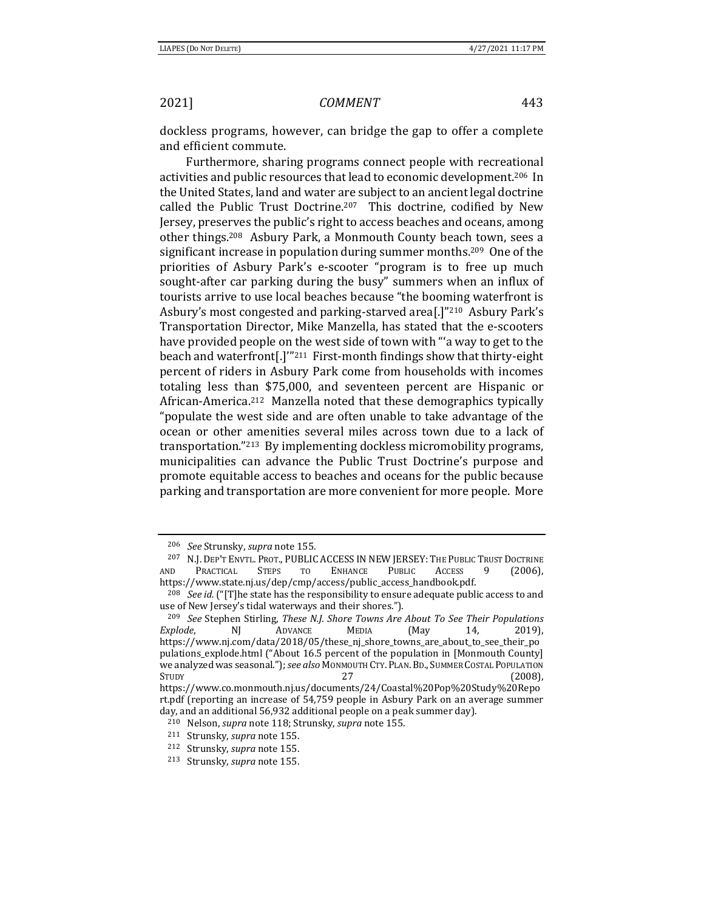dockless programs, however, can bridge the gap to offer a complete and efficient commute.

Furthermore, sharing programs connect people with recreational activities and public resources that lead to economic development.[206] In the United States, land and water are subject to an ancient legal doctrine called the Public Trust Doctrine.[207] This doctrine, codified by New Jersey, preserves the public's right to access beaches and oceans, among other things.[208] Asbury Park, a Monmouth County beach town, sees a significant increase in population during summer months.[209] One of the priorities of Asbury Park's e-scooter "program is to free up much sought-after car parking during the busy" summers when an influx of tourists arrive to use local beaches because "the booming waterfront is Asbury's most congested and parking-starved area[.]"[210] Asbury Park's Transportation Director, Mike Manzella, has stated that the e-scooters have provided people on the west side of town with "'a way to get to the beach and waterfront[.]'"[211] First-month findings show that thirty-eight percent of riders in Asbury Park come from households with incomes totaling less than $75,000, and seventeen percent are Hispanic or African-America.[212] Manzella noted that these demographics typically "populate the west side and are often unable to take advantage of the ocean or other amenities several miles across town due to a lack of transportation."[213] By implementing dockless micromobility programs, municipalities can advance the Public Trust Doctrine's purpose and promote equitable access to beaches and oceans for the public because parking and transportation are more convenient for more people. More

---

[206] *See* Strunsky, *supra* note 155.

[207] N.J. DEP'T ENVTL. PROT., PUBLIC ACCESS IN NEW JERSEY: THE PUBLIC TRUST DOCTRINE AND PRACTICAL STEPS TO ENHANCE PUBLIC ACCESS 9 (2006), https://www.state.nj.us/dep/cmp/access/public_access_handbook.pdf.

[208] *See id.* ("[T]he state has the responsibility to ensure adequate public access to and use of New Jersey's tidal waterways and their shores.").

[209] *See* Stephen Stirling, *These N.J. Shore Towns Are About To See Their Populations Explode*, NJ ADVANCE MEDIA (May 14, 2019), https://www.nj.com/data/2018/05/these_nj_shore_towns_are_about_to_see_their_populations_explode.html ("About 16.5 percent of the population in [Monmouth County] we analyzed was seasonal."); *see also* MONMOUTH CTY. PLAN. BD., SUMMER COSTAL POPULATION STUDY 27 (2008), https://www.co.monmouth.nj.us/documents/24/Coastal%20Pop%20Study%20Report.pdf (reporting an increase of 54,759 people in Asbury Park on an average summer day, and an additional 56,932 additional people on a peak summer day).

[210] Nelson, *supra* note 118; Strunsky, *supra* note 155.

[211] Strunsky, *supra* note 155.

[212] Strunsky, *supra* note 155.

[213] Strunsky, *supra* note 155.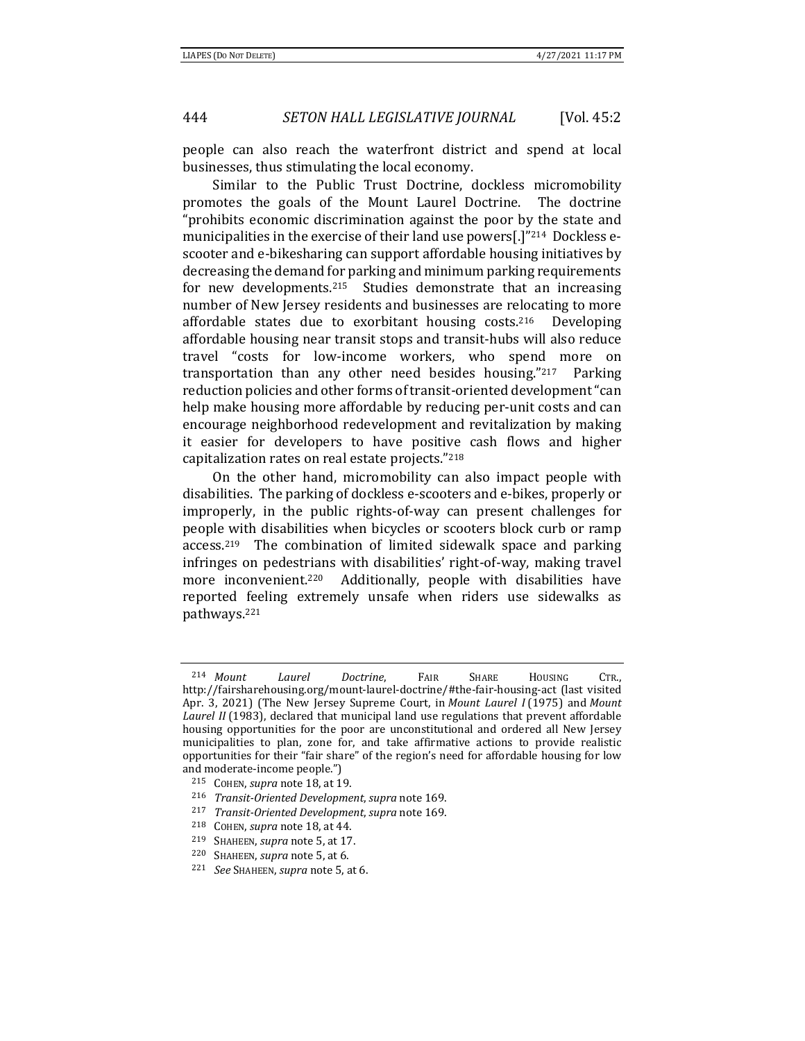people can also reach the waterfront district and spend at local businesses, thus stimulating the local economy.

Similar to the Public Trust Doctrine, dockless micromobility promotes the goals of the Mount Laurel Doctrine. The doctrine "prohibits economic discrimination against the poor by the state and municipalities in the exercise of their land use powers[.]"[214] Dockless e-scooter and e-bikesharing can support affordable housing initiatives by decreasing the demand for parking and minimum parking requirements for new developments.[215] Studies demonstrate that an increasing number of New Jersey residents and businesses are relocating to more affordable states due to exorbitant housing costs.[216] Developing affordable housing near transit stops and transit-hubs will also reduce travel "costs for low-income workers, who spend more on transportation than any other need besides housing."[217] Parking reduction policies and other forms of transit-oriented development "can help make housing more affordable by reducing per-unit costs and can encourage neighborhood redevelopment and revitalization by making it easier for developers to have positive cash flows and higher capitalization rates on real estate projects."[218]

On the other hand, micromobility can also impact people with disabilities. The parking of dockless e-scooters and e-bikes, properly or improperly, in the public rights-of-way can present challenges for people with disabilities when bicycles or scooters block curb or ramp access.[219] The combination of limited sidewalk space and parking infringes on pedestrians with disabilities' right-of-way, making travel more inconvenient.[220] Additionally, people with disabilities have reported feeling extremely unsafe when riders use sidewalks as pathways.[221]

---

[214] *Mount Laurel Doctrine*, FAIR SHARE HOUSING CTR., http://fairsharehousing.org/mount-laurel-doctrine/#the-fair-housing-act (last visited Apr. 3, 2021) (The New Jersey Supreme Court, in *Mount Laurel I* (1975) and *Mount Laurel II* (1983), declared that municipal land use regulations that prevent affordable housing opportunities for the poor are unconstitutional and ordered all New Jersey municipalities to plan, zone for, and take affirmative actions to provide realistic opportunities for their "fair share" of the region's need for affordable housing for low and moderate-income people.")

[215] COHEN, *supra* note 18, at 19.

[216] *Transit-Oriented Development*, *supra* note 169.

[217] *Transit-Oriented Development*, *supra* note 169.

[218] COHEN, *supra* note 18, at 44.

[219] SHAHEEN, *supra* note 5, at 17.

[220] SHAHEEN, *supra* note 5, at 6.

[221] *See* SHAHEEN, *supra* note 5, at 6.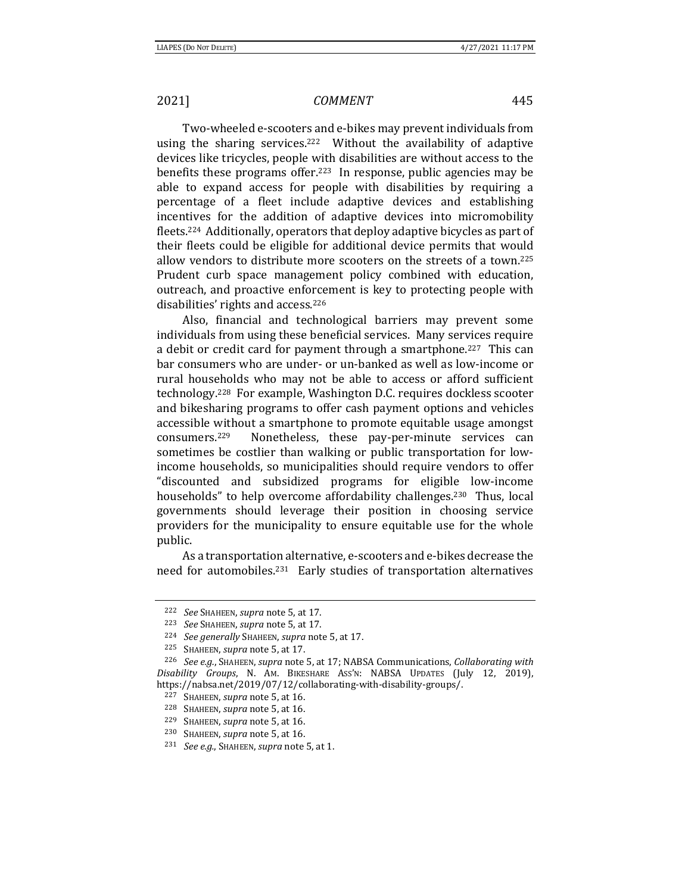Two-wheeled e-scooters and e-bikes may prevent individuals from using the sharing services.[222] Without the availability of adaptive devices like tricycles, people with disabilities are without access to the benefits these programs offer.[223] In response, public agencies may be able to expand access for people with disabilities by requiring a percentage of a fleet include adaptive devices and establishing incentives for the addition of adaptive devices into micromobility fleets.[224] Additionally, operators that deploy adaptive bicycles as part of their fleets could be eligible for additional device permits that would allow vendors to distribute more scooters on the streets of a town.[225] Prudent curb space management policy combined with education, outreach, and proactive enforcement is key to protecting people with disabilities' rights and access.[226]

Also, financial and technological barriers may prevent some individuals from using these beneficial services. Many services require a debit or credit card for payment through a smartphone.[227] This can bar consumers who are under- or un-banked as well as low-income or rural households who may not be able to access or afford sufficient technology.[228] For example, Washington D.C. requires dockless scooter and bikesharing programs to offer cash payment options and vehicles accessible without a smartphone to promote equitable usage amongst consumers.[229] Nonetheless, these pay-per-minute services can sometimes be costlier than walking or public transportation for low-income households, so municipalities should require vendors to offer "discounted and subsidized programs for eligible low-income households" to help overcome affordability challenges.[230] Thus, local governments should leverage their position in choosing service providers for the municipality to ensure equitable use for the whole public.

As a transportation alternative, e-scooters and e-bikes decrease the need for automobiles.[231] Early studies of transportation alternatives

---

[222] *See* SHAHEEN, *supra* note 5, at 17.

[223] *See* SHAHEEN, *supra* note 5, at 17.

[224] *See generally* SHAHEEN, *supra* note 5, at 17.

[225] SHAHEEN, *supra* note 5, at 17.

[226] *See e.g.*, SHAHEEN, *supra* note 5, at 17; NABSA Communications, *Collaborating with Disability Groups*, N. AM. BIKESHARE ASS'N: NABSA UPDATES (July 12, 2019), https://nabsa.net/2019/07/12/collaborating-with-disability-groups/.

[227] SHAHEEN, *supra* note 5, at 16.

[228] SHAHEEN, *supra* note 5, at 16.

[229] SHAHEEN, *supra* note 5, at 16.

[230] SHAHEEN, *supra* note 5, at 16.

[231] *See e.g.*, SHAHEEN, *supra* note 5, at 1.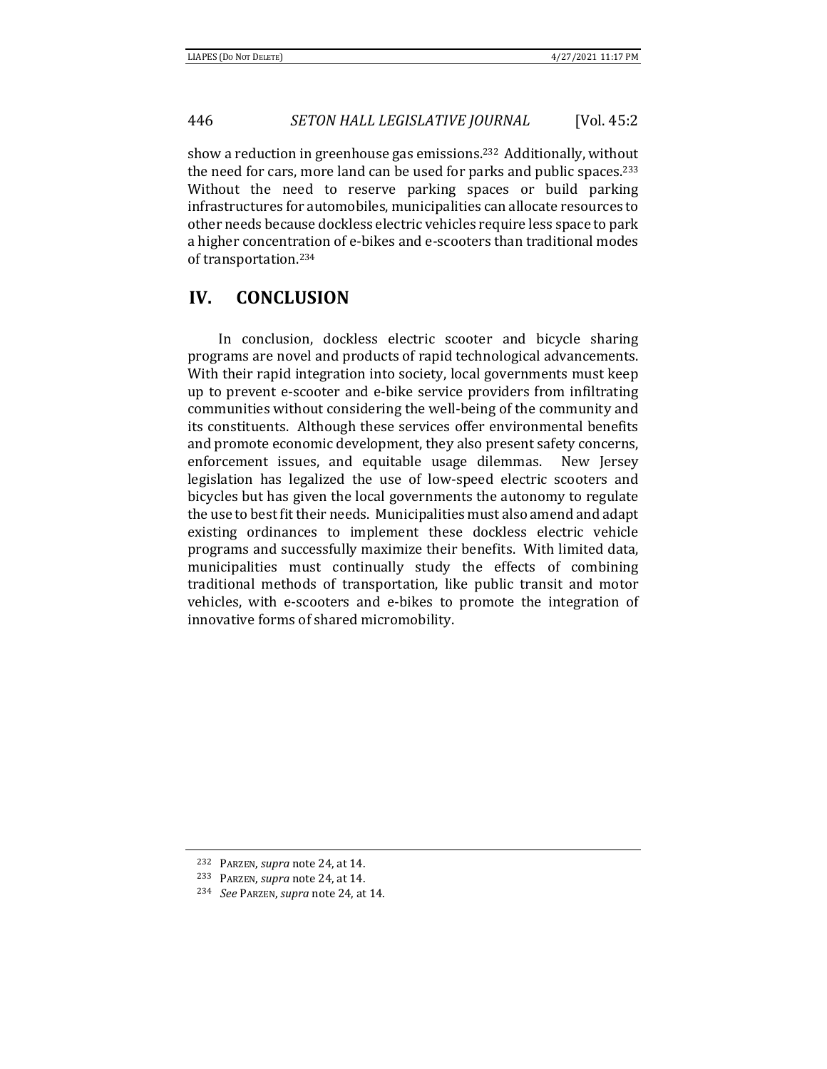show a reduction in greenhouse gas emissions.[232] Additionally, without the need for cars, more land can be used for parks and public spaces.[233] Without the need to reserve parking spaces or build parking infrastructures for automobiles, municipalities can allocate resources to other needs because dockless electric vehicles require less space to park a higher concentration of e-bikes and e-scooters than traditional modes of transportation.[234]

## IV. CONCLUSION

In conclusion, dockless electric scooter and bicycle sharing programs are novel and products of rapid technological advancements. With their rapid integration into society, local governments must keep up to prevent e-scooter and e-bike service providers from infiltrating communities without considering the well-being of the community and its constituents. Although these services offer environmental benefits and promote economic development, they also present safety concerns, enforcement issues, and equitable usage dilemmas. New Jersey legislation has legalized the use of low-speed electric scooters and bicycles but has given the local governments the autonomy to regulate the use to best fit their needs. Municipalities must also amend and adapt existing ordinances to implement these dockless electric vehicle programs and successfully maximize their benefits. With limited data, municipalities must continually study the effects of combining traditional methods of transportation, like public transit and motor vehicles, with e-scooters and e-bikes to promote the integration of innovative forms of shared micromobility.

---

[232] PARZEN, *supra* note 24, at 14.

[233] PARZEN, *supra* note 24, at 14.

[234] *See* PARZEN, *supra* note 24, at 14.